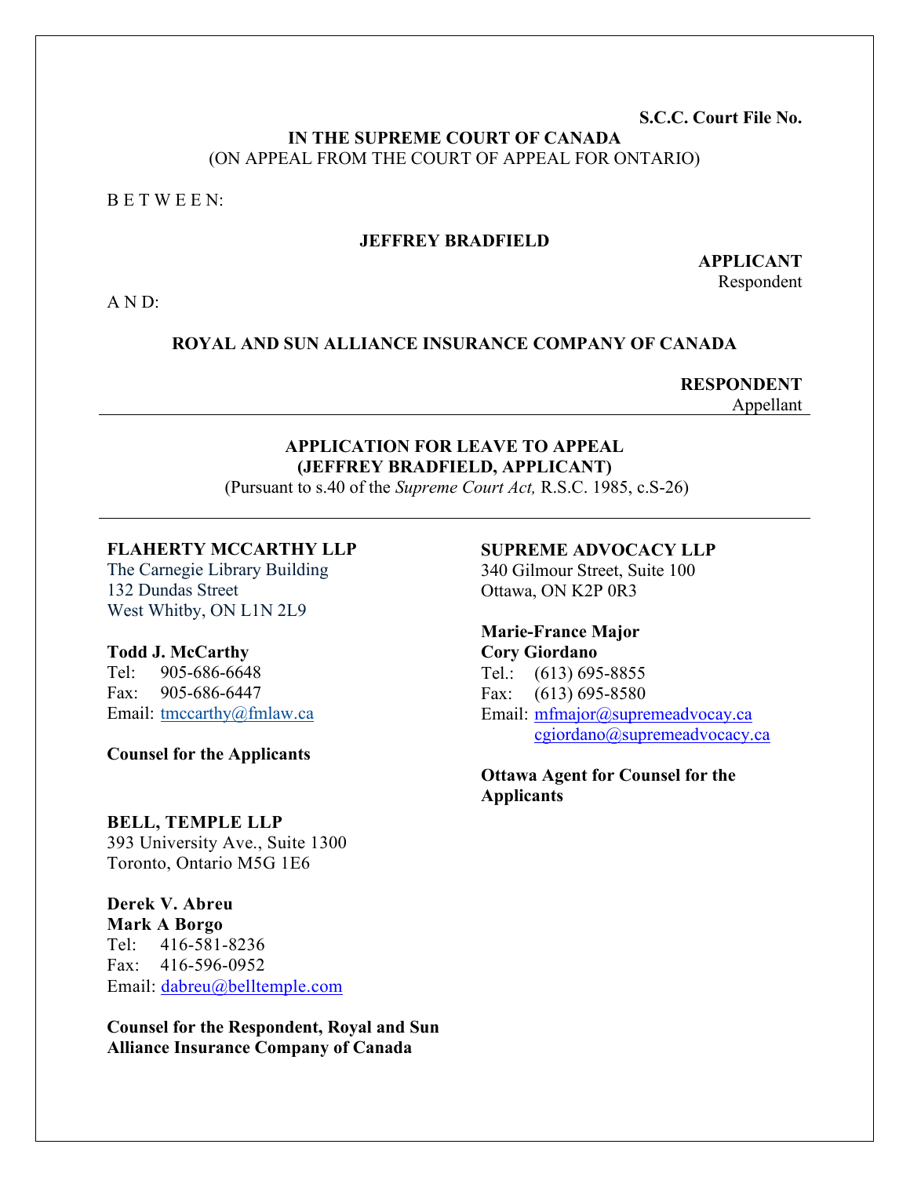**S.C.C. Court File No.**

**IN THE SUPREME COURT OF CANADA**
(ON APPEAL FROM THE COURT OF APPEAL FOR ONTARIO)

B E T W E E N:

**JEFFREY BRADFIELD**

**APPLICANT**
Respondent

A N D:

**ROYAL AND SUN ALLIANCE INSURANCE COMPANY OF CANADA**

**RESPONDENT**
Appellant

---

**APPLICATION FOR LEAVE TO APPEAL**
**(JEFFREY BRADFIELD, APPLICANT)**
(Pursuant to s.40 of the *Supreme Court Act,* R.S.C. 1985, c.S-26)

---

**FLAHERTY MCCARTHY LLP**
The Carnegie Library Building
132 Dundas Street
West Whitby, ON L1N 2L9

**Todd J. McCarthy**
Tel: 905-686-6648
Fax: 905-686-6447
Email: tmccarthy@fmlaw.ca

**Counsel for the Applicants**

**SUPREME ADVOCACY LLP**
340 Gilmour Street, Suite 100
Ottawa, ON K2P 0R3

**Marie-France Major**
**Cory Giordano**
Tel.: (613) 695-8855
Fax: (613) 695-8580
Email: mfmajor@supremeadvocay.ca
cgiordano@supremeadvocacy.ca

**Ottawa Agent for Counsel for the Applicants**

**BELL, TEMPLE LLP**
393 University Ave., Suite 1300
Toronto, Ontario M5G 1E6

**Derek V. Abreu**
**Mark A Borgo**
Tel: 416-581-8236
Fax: 416-596-0952
Email: dabreu@belltemple.com

**Counsel for the Respondent, Royal and Sun Alliance Insurance Company of Canada**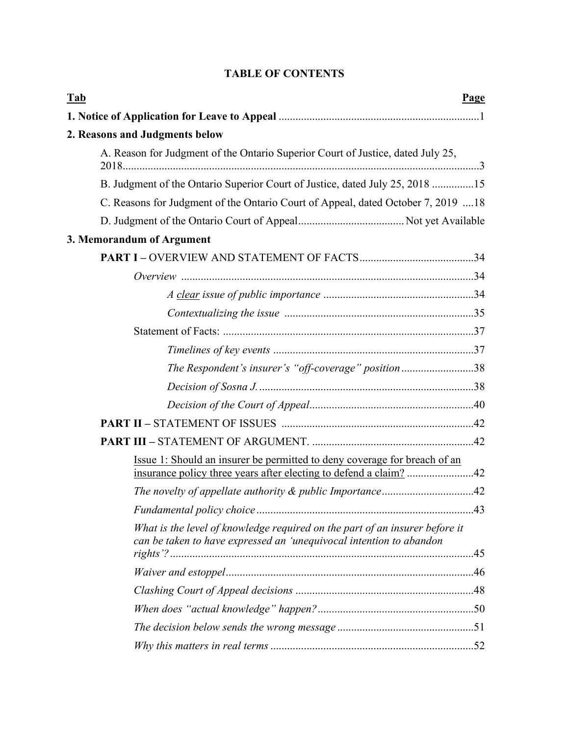# TABLE OF CONTENTS

| <u>Tab</u> | <u>Page</u> |
|---|---|
| **1. Notice of Application for Leave to Appeal** | 1 |
| **2. Reasons and Judgments below** | |
| A. Reason for Judgment of the Ontario Superior Court of Justice, dated July 25, 2018 | 3 |
| B. Judgment of the Ontario Superior Court of Justice, dated July 25, 2018 | 15 |
| C. Reasons for Judgment of the Ontario Court of Appeal, dated October 7, 2019 | 18 |
| D. Judgment of the Ontario Court of Appeal | Not yet Available |
| **3. Memorandum of Argument** | |
| **PART I** – OVERVIEW AND STATEMENT OF FACTS | 34 |
| *Overview* | 34 |
| *A <u>clear</u> issue of public importance* | 34 |
| *Contextualizing the issue* | 35 |
| Statement of Facts: | 37 |
| *Timelines of key events* | 37 |
| *The Respondent's insurer's "off-coverage" position* | 38 |
| *Decision of Sosna J.* | 38 |
| *Decision of the Court of Appeal* | 40 |
| **PART II** – STATEMENT OF ISSUES | 42 |
| **PART III** – STATEMENT OF ARGUMENT. | 42 |
| <u>Issue 1: Should an insurer be permitted to deny coverage for breach of an insurance policy three years after electing to defend a claim?</u> | 42 |
| *The novelty of appellate authority & public Importance* | 42 |
| *Fundamental policy choice* | 43 |
| *What is the level of knowledge required on the part of an insurer before it can be taken to have expressed an 'unequivocal intention to abandon rights'?* | 45 |
| *Waiver and estoppel* | 46 |
| *Clashing Court of Appeal decisions* | 48 |
| *When does "actual knowledge" happen?* | 50 |
| *The decision below sends the wrong message* | 51 |
| *Why this matters in real terms* | 52 |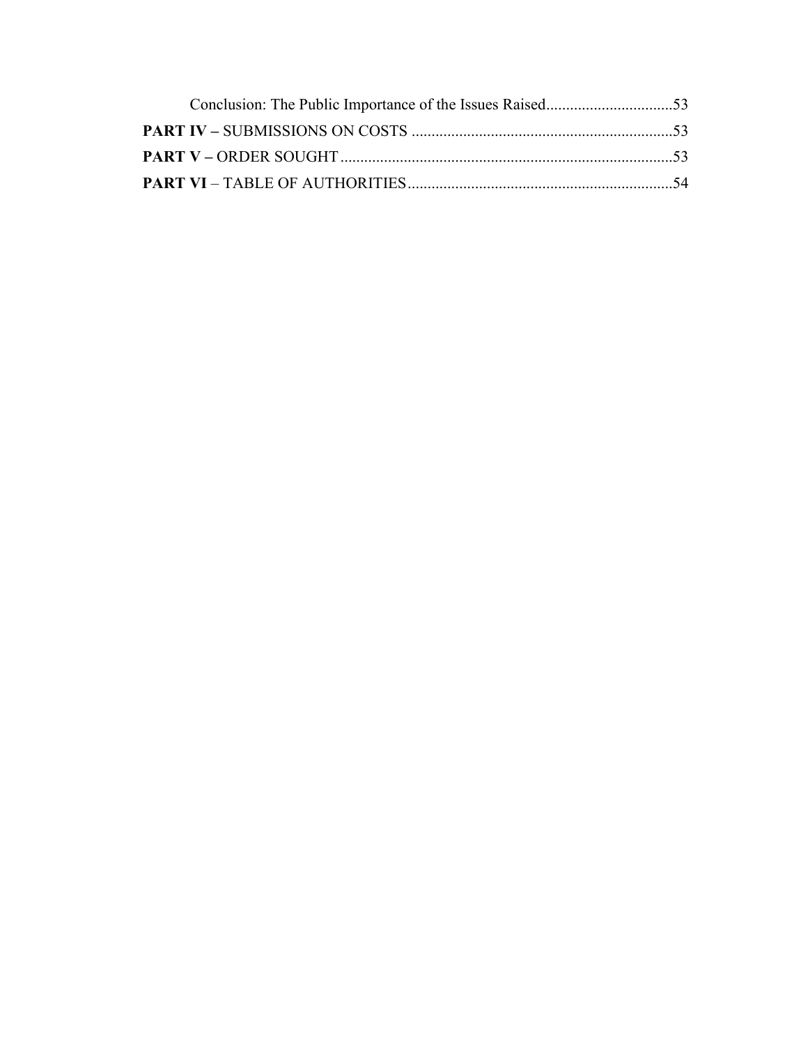Conclusion: The Public Importance of the Issues Raised................................53

**PART IV –** SUBMISSIONS ON COSTS ..................................................................53

**PART V –** ORDER SOUGHT ....................................................................................53

**PART VI** – TABLE OF AUTHORITIES...................................................................54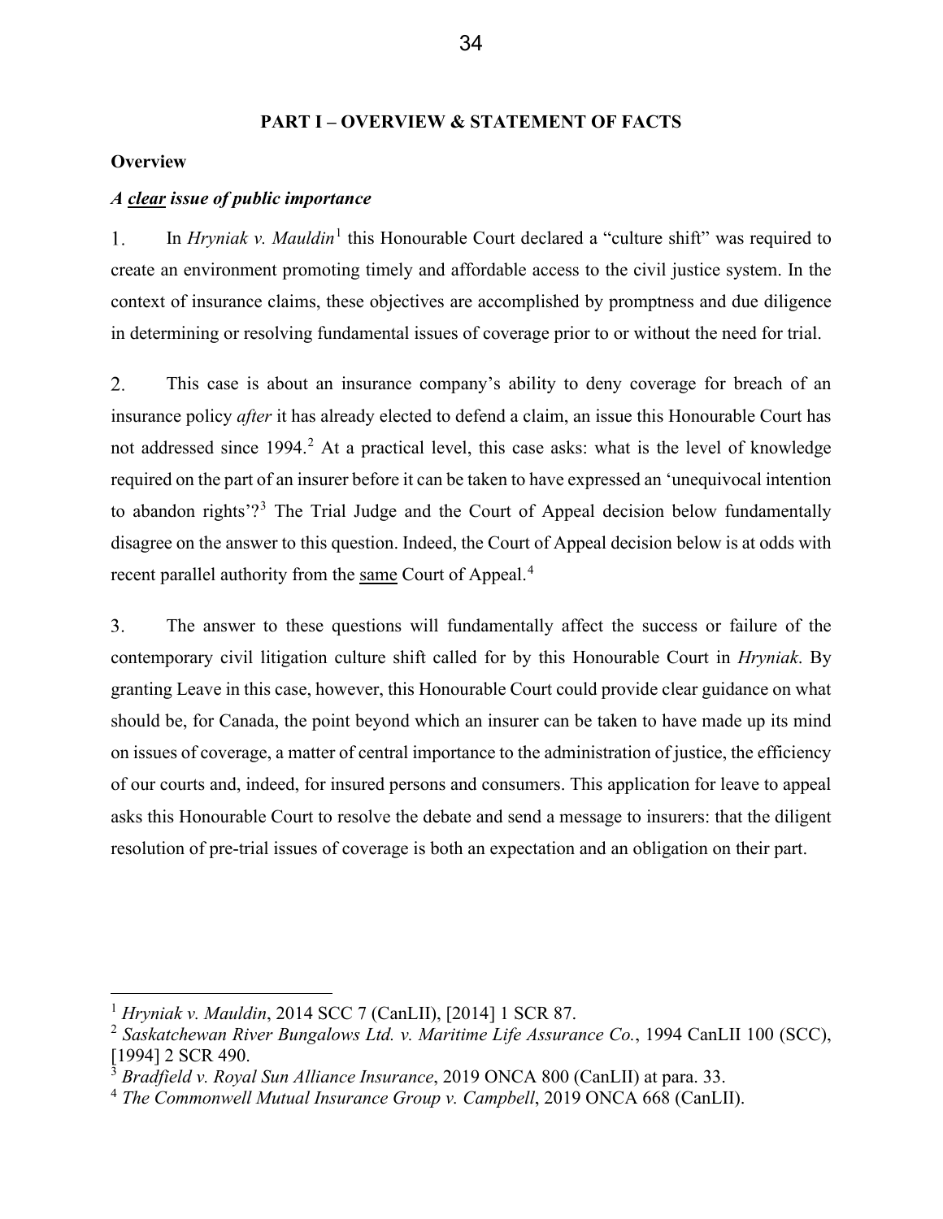## PART I – OVERVIEW & STATEMENT OF FACTS

### Overview

***A <u>clear</u> issue of public importance***

1. In *Hryniak v. Mauldin*[1] this Honourable Court declared a "culture shift" was required to create an environment promoting timely and affordable access to the civil justice system. In the context of insurance claims, these objectives are accomplished by promptness and due diligence in determining or resolving fundamental issues of coverage prior to or without the need for trial.

2. This case is about an insurance company's ability to deny coverage for breach of an insurance policy *after* it has already elected to defend a claim, an issue this Honourable Court has not addressed since 1994.[2] At a practical level, this case asks: what is the level of knowledge required on the part of an insurer before it can be taken to have expressed an 'unequivocal intention to abandon rights'?[3] The Trial Judge and the Court of Appeal decision below fundamentally disagree on the answer to this question. Indeed, the Court of Appeal decision below is at odds with recent parallel authority from the <u>same</u> Court of Appeal.[4]

3. The answer to these questions will fundamentally affect the success or failure of the contemporary civil litigation culture shift called for by this Honourable Court in *Hryniak*. By granting Leave in this case, however, this Honourable Court could provide clear guidance on what should be, for Canada, the point beyond which an insurer can be taken to have made up its mind on issues of coverage, a matter of central importance to the administration of justice, the efficiency of our courts and, indeed, for insured persons and consumers. This application for leave to appeal asks this Honourable Court to resolve the debate and send a message to insurers: that the diligent resolution of pre-trial issues of coverage is both an expectation and an obligation on their part.

---

[1] *Hryniak v. Mauldin*, 2014 SCC 7 (CanLII), [2014] 1 SCR 87.

[2] *Saskatchewan River Bungalows Ltd. v. Maritime Life Assurance Co.*, 1994 CanLII 100 (SCC), [1994] 2 SCR 490.

[3] *Bradfield v. Royal Sun Alliance Insurance*, 2019 ONCA 800 (CanLII) at para. 33.

[4] *The Commonwell Mutual Insurance Group v. Campbell*, 2019 ONCA 668 (CanLII).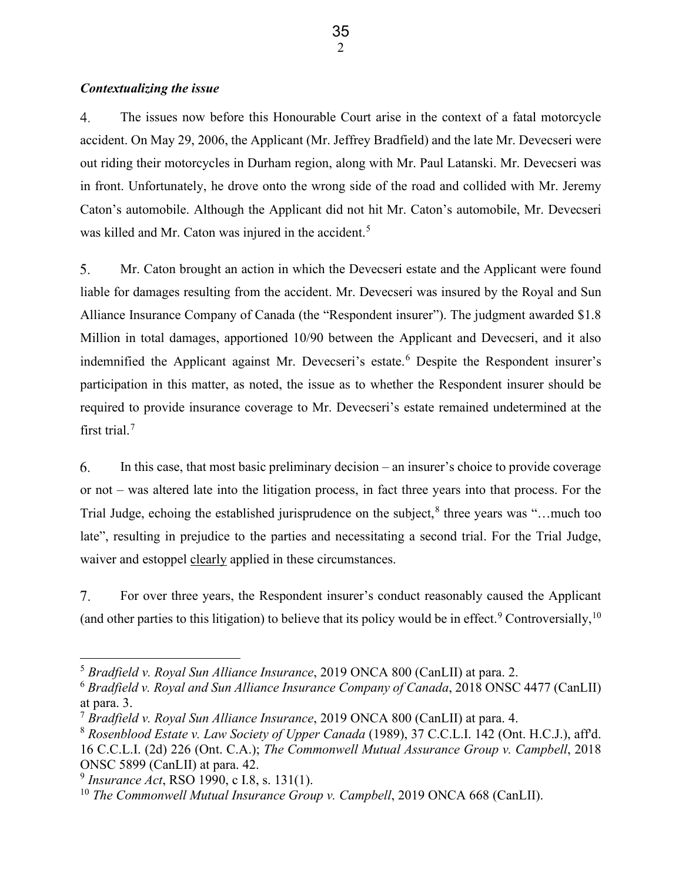***Contextualizing the issue***

4. The issues now before this Honourable Court arise in the context of a fatal motorcycle accident. On May 29, 2006, the Applicant (Mr. Jeffrey Bradfield) and the late Mr. Devecseri were out riding their motorcycles in Durham region, along with Mr. Paul Latanski. Mr. Devecseri was in front. Unfortunately, he drove onto the wrong side of the road and collided with Mr. Jeremy Caton's automobile. Although the Applicant did not hit Mr. Caton's automobile, Mr. Devecseri was killed and Mr. Caton was injured in the accident.[5]

5. Mr. Caton brought an action in which the Devecseri estate and the Applicant were found liable for damages resulting from the accident. Mr. Devecseri was insured by the Royal and Sun Alliance Insurance Company of Canada (the "Respondent insurer"). The judgment awarded $1.8 Million in total damages, apportioned 10/90 between the Applicant and Devecseri, and it also indemnified the Applicant against Mr. Devecseri's estate.[6] Despite the Respondent insurer's participation in this matter, as noted, the issue as to whether the Respondent insurer should be required to provide insurance coverage to Mr. Devecseri's estate remained undetermined at the first trial.[7]

6. In this case, that most basic preliminary decision – an insurer's choice to provide coverage or not – was altered late into the litigation process, in fact three years into that process. For the Trial Judge, echoing the established jurisprudence on the subject,[8] three years was "…much too late", resulting in prejudice to the parties and necessitating a second trial. For the Trial Judge, waiver and estoppel <u>clearly</u> applied in these circumstances.

7. For over three years, the Respondent insurer's conduct reasonably caused the Applicant (and other parties to this litigation) to believe that its policy would be in effect.[9] Controversially,[10]

---

[5] *Bradfield v. Royal Sun Alliance Insurance*, 2019 ONCA 800 (CanLII) at para. 2.

[6] *Bradfield v. Royal and Sun Alliance Insurance Company of Canada*, 2018 ONSC 4477 (CanLII) at para. 3.

[7] *Bradfield v. Royal Sun Alliance Insurance*, 2019 ONCA 800 (CanLII) at para. 4.

[8] *Rosenblood Estate v. Law Society of Upper Canada* (1989), 37 C.C.L.I. 142 (Ont. H.C.J.), aff'd. 16 C.C.L.I. (2d) 226 (Ont. C.A.); *The Commonwell Mutual Assurance Group v. Campbell*, 2018 ONSC 5899 (CanLII) at para. 42.

[9] *Insurance Act*, RSO 1990, c I.8, s. 131(1).

[10] *The Commonwell Mutual Insurance Group v. Campbell*, 2019 ONCA 668 (CanLII).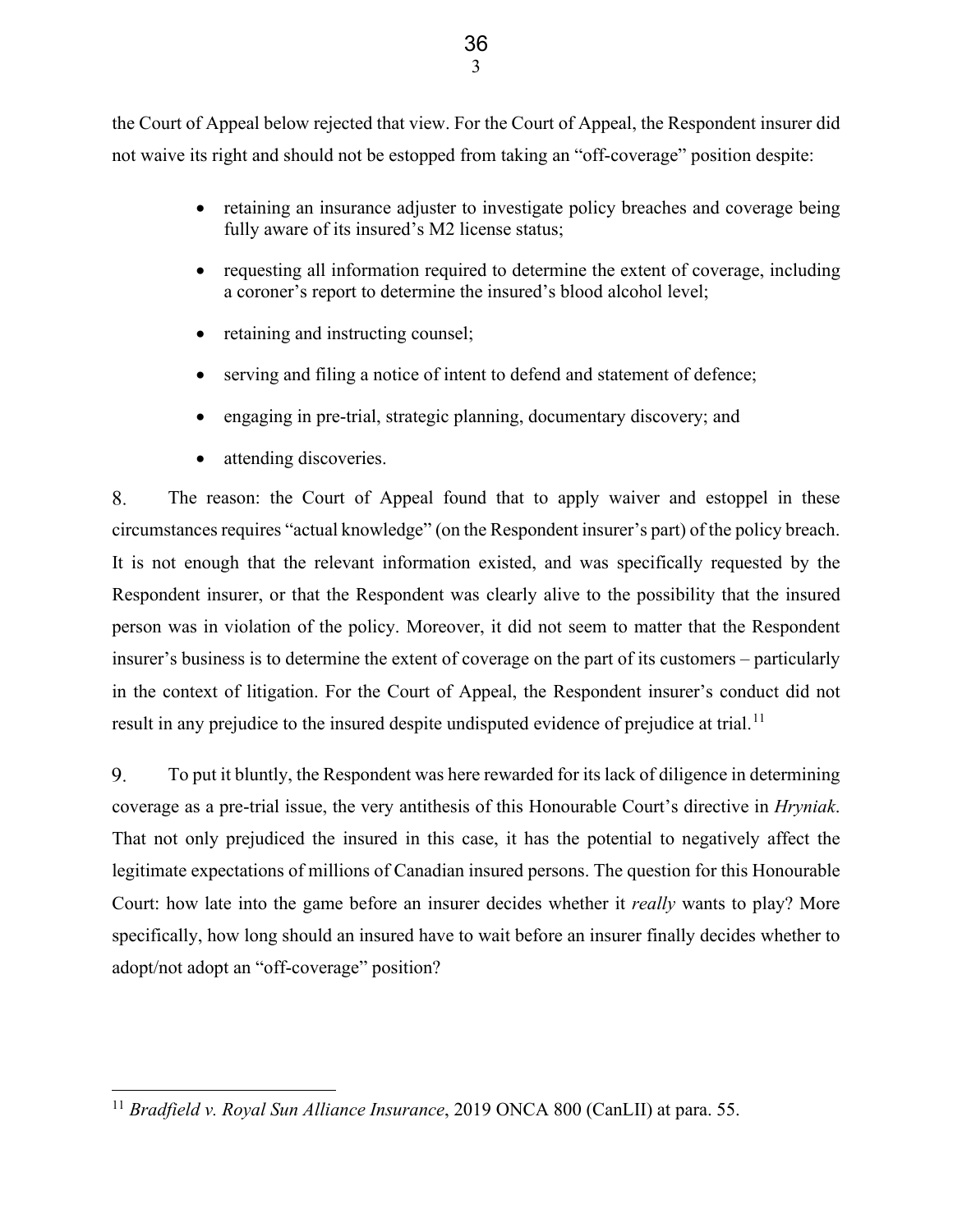the Court of Appeal below rejected that view. For the Court of Appeal, the Respondent insurer did not waive its right and should not be estopped from taking an "off-coverage" position despite:

- retaining an insurance adjuster to investigate policy breaches and coverage being fully aware of its insured's M2 license status;
- requesting all information required to determine the extent of coverage, including a coroner's report to determine the insured's blood alcohol level;
- retaining and instructing counsel;
- serving and filing a notice of intent to defend and statement of defence;
- engaging in pre-trial, strategic planning, documentary discovery; and
- attending discoveries.

8. The reason: the Court of Appeal found that to apply waiver and estoppel in these circumstances requires "actual knowledge" (on the Respondent insurer's part) of the policy breach. It is not enough that the relevant information existed, and was specifically requested by the Respondent insurer, or that the Respondent was clearly alive to the possibility that the insured person was in violation of the policy. Moreover, it did not seem to matter that the Respondent insurer's business is to determine the extent of coverage on the part of its customers – particularly in the context of litigation. For the Court of Appeal, the Respondent insurer's conduct did not result in any prejudice to the insured despite undisputed evidence of prejudice at trial.[11]

9. To put it bluntly, the Respondent was here rewarded for its lack of diligence in determining coverage as a pre-trial issue, the very antithesis of this Honourable Court's directive in *Hryniak*. That not only prejudiced the insured in this case, it has the potential to negatively affect the legitimate expectations of millions of Canadian insured persons. The question for this Honourable Court: how late into the game before an insurer decides whether it *really* wants to play? More specifically, how long should an insured have to wait before an insurer finally decides whether to adopt/not adopt an "off-coverage" position?

---

[11] *Bradfield v. Royal Sun Alliance Insurance*, 2019 ONCA 800 (CanLII) at para. 55.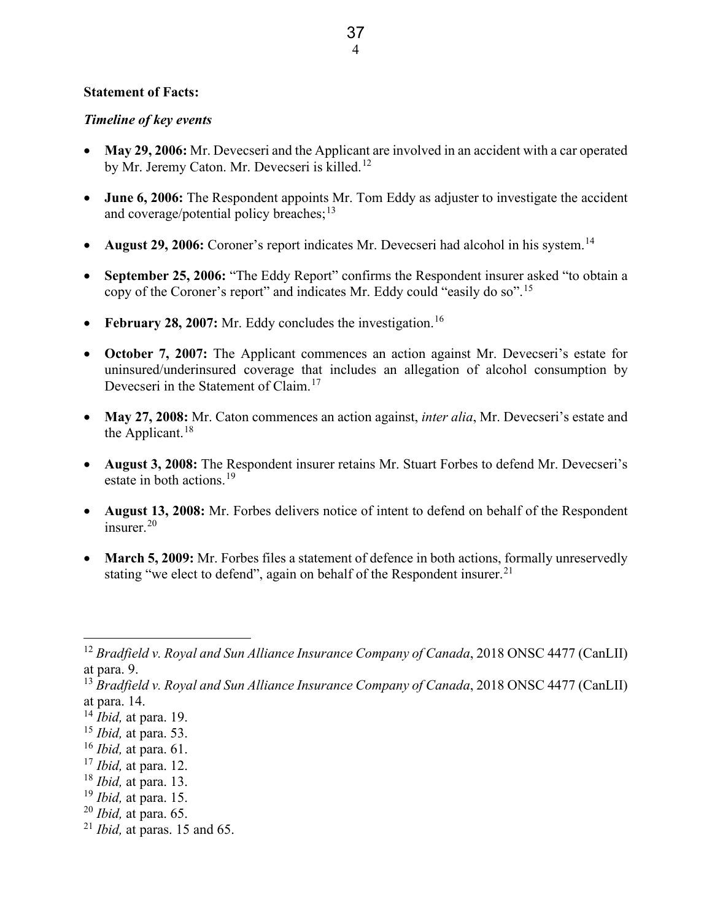**Statement of Facts:**

***Timeline of key events***

- **May 29, 2006:** Mr. Devecseri and the Applicant are involved in an accident with a car operated by Mr. Jeremy Caton. Mr. Devecseri is killed.[12]

- **June 6, 2006:** The Respondent appoints Mr. Tom Eddy as adjuster to investigate the accident and coverage/potential policy breaches;[13]

- **August 29, 2006:** Coroner's report indicates Mr. Devecseri had alcohol in his system.[14]

- **September 25, 2006:** "The Eddy Report" confirms the Respondent insurer asked "to obtain a copy of the Coroner's report" and indicates Mr. Eddy could "easily do so".[15]

- **February 28, 2007:** Mr. Eddy concludes the investigation.[16]

- **October 7, 2007:** The Applicant commences an action against Mr. Devecseri's estate for uninsured/underinsured coverage that includes an allegation of alcohol consumption by Devecseri in the Statement of Claim.[17]

- **May 27, 2008:** Mr. Caton commences an action against, *inter alia*, Mr. Devecseri's estate and the Applicant.[18]

- **August 3, 2008:** The Respondent insurer retains Mr. Stuart Forbes to defend Mr. Devecseri's estate in both actions.[19]

- **August 13, 2008:** Mr. Forbes delivers notice of intent to defend on behalf of the Respondent insurer.[20]

- **March 5, 2009:** Mr. Forbes files a statement of defence in both actions, formally unreservedly stating "we elect to defend", again on behalf of the Respondent insurer.[21]

---

[12] *Bradfield v. Royal and Sun Alliance Insurance Company of Canada*, 2018 ONSC 4477 (CanLII) at para. 9.
[13] *Bradfield v. Royal and Sun Alliance Insurance Company of Canada*, 2018 ONSC 4477 (CanLII) at para. 14.
[14] *Ibid,* at para. 19.
[15] *Ibid,* at para. 53.
[16] *Ibid,* at para. 61.
[17] *Ibid,* at para. 12.
[18] *Ibid,* at para. 13.
[19] *Ibid,* at para. 15.
[20] *Ibid,* at para. 65.
[21] *Ibid,* at paras. 15 and 65.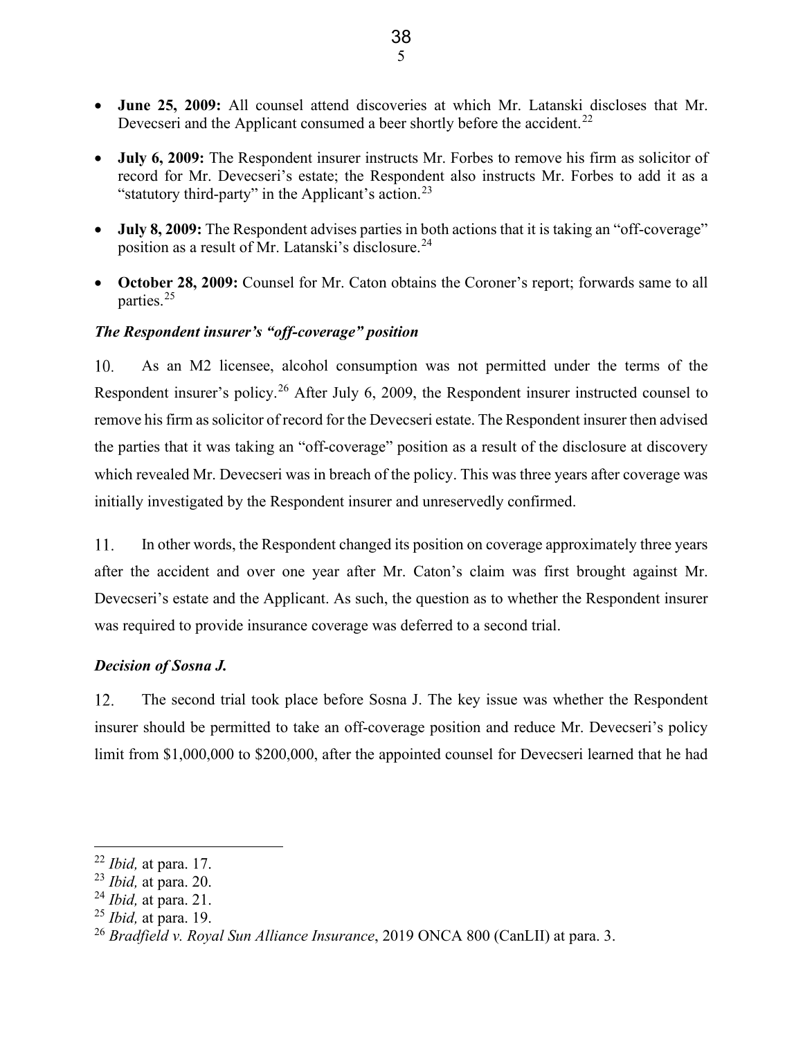- **June 25, 2009:** All counsel attend discoveries at which Mr. Latanski discloses that Mr. Devecseri and the Applicant consumed a beer shortly before the accident.[22]

- **July 6, 2009:** The Respondent insurer instructs Mr. Forbes to remove his firm as solicitor of record for Mr. Devecseri's estate; the Respondent also instructs Mr. Forbes to add it as a "statutory third-party" in the Applicant's action.[23]

- **July 8, 2009:** The Respondent advises parties in both actions that it is taking an "off-coverage" position as a result of Mr. Latanski's disclosure.[24]

- **October 28, 2009:** Counsel for Mr. Caton obtains the Coroner's report; forwards same to all parties.[25]

### *The Respondent insurer's "off-coverage" position*

10. As an M2 licensee, alcohol consumption was not permitted under the terms of the Respondent insurer's policy.[26] After July 6, 2009, the Respondent insurer instructed counsel to remove his firm as solicitor of record for the Devecseri estate. The Respondent insurer then advised the parties that it was taking an "off-coverage" position as a result of the disclosure at discovery which revealed Mr. Devecseri was in breach of the policy. This was three years after coverage was initially investigated by the Respondent insurer and unreservedly confirmed.

11. In other words, the Respondent changed its position on coverage approximately three years after the accident and over one year after Mr. Caton's claim was first brought against Mr. Devecseri's estate and the Applicant. As such, the question as to whether the Respondent insurer was required to provide insurance coverage was deferred to a second trial.

### *Decision of Sosna J.*

12. The second trial took place before Sosna J. The key issue was whether the Respondent insurer should be permitted to take an off-coverage position and reduce Mr. Devecseri's policy limit from $1,000,000 to $200,000, after the appointed counsel for Devecseri learned that he had

---

[22] *Ibid,* at para. 17.
[23] *Ibid,* at para. 20.
[24] *Ibid,* at para. 21.
[25] *Ibid,* at para. 19.
[26] *Bradfield v. Royal Sun Alliance Insurance*, 2019 ONCA 800 (CanLII) at para. 3.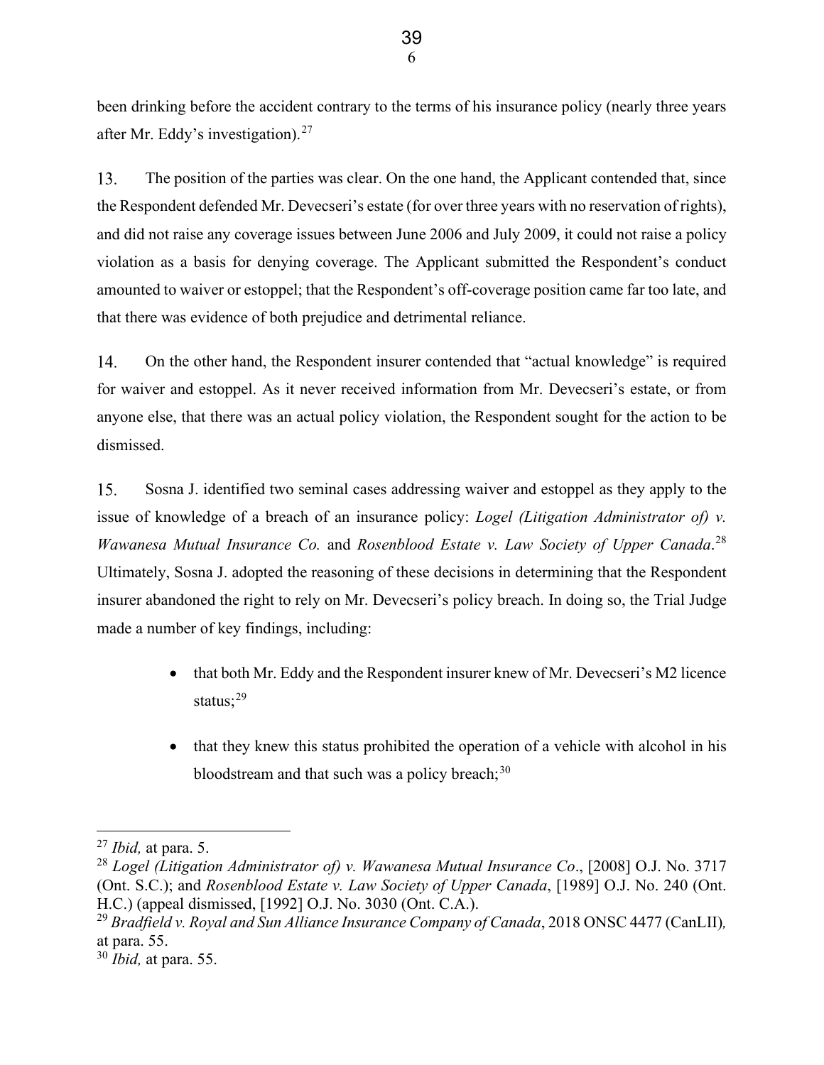been drinking before the accident contrary to the terms of his insurance policy (nearly three years after Mr. Eddy's investigation).[27]

13. The position of the parties was clear. On the one hand, the Applicant contended that, since the Respondent defended Mr. Devecseri's estate (for over three years with no reservation of rights), and did not raise any coverage issues between June 2006 and July 2009, it could not raise a policy violation as a basis for denying coverage. The Applicant submitted the Respondent's conduct amounted to waiver or estoppel; that the Respondent's off-coverage position came far too late, and that there was evidence of both prejudice and detrimental reliance.

14. On the other hand, the Respondent insurer contended that "actual knowledge" is required for waiver and estoppel. As it never received information from Mr. Devecseri's estate, or from anyone else, that there was an actual policy violation, the Respondent sought for the action to be dismissed.

15. Sosna J. identified two seminal cases addressing waiver and estoppel as they apply to the issue of knowledge of a breach of an insurance policy: *Logel (Litigation Administrator of) v. Wawanesa Mutual Insurance Co.* and *Rosenblood Estate v. Law Society of Upper Canada*.[28] Ultimately, Sosna J. adopted the reasoning of these decisions in determining that the Respondent insurer abandoned the right to rely on Mr. Devecseri's policy breach. In doing so, the Trial Judge made a number of key findings, including:

- that both Mr. Eddy and the Respondent insurer knew of Mr. Devecseri's M2 licence status;[29]
- that they knew this status prohibited the operation of a vehicle with alcohol in his bloodstream and that such was a policy breach;[30]

---

[27] *Ibid,* at para. 5.

[28] *Logel (Litigation Administrator of) v. Wawanesa Mutual Insurance Co*., [2008] O.J. No. 3717 (Ont. S.C.); and *Rosenblood Estate v. Law Society of Upper Canada*, [1989] O.J. No. 240 (Ont. H.C.) (appeal dismissed, [1992] O.J. No. 3030 (Ont. C.A.).

[29] *Bradfield v. Royal and Sun Alliance Insurance Company of Canada*, 2018 ONSC 4477 (CanLII), at para. 55.

[30] *Ibid,* at para. 55.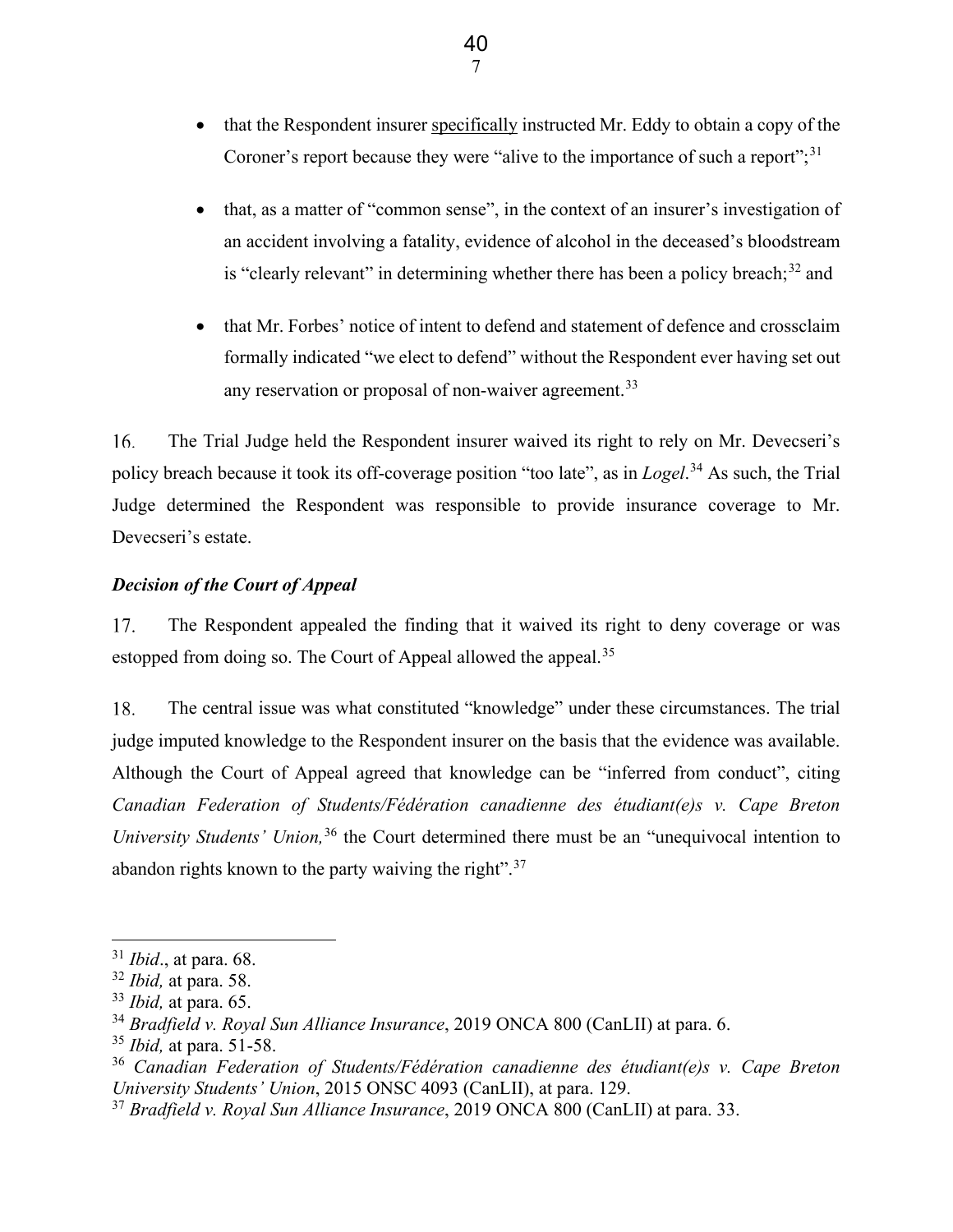- that the Respondent insurer specifically instructed Mr. Eddy to obtain a copy of the Coroner's report because they were "alive to the importance of such a report";[31]

- that, as a matter of "common sense", in the context of an insurer's investigation of an accident involving a fatality, evidence of alcohol in the deceased's bloodstream is "clearly relevant" in determining whether there has been a policy breach;[32] and

- that Mr. Forbes' notice of intent to defend and statement of defence and crossclaim formally indicated "we elect to defend" without the Respondent ever having set out any reservation or proposal of non-waiver agreement.[33]

16. The Trial Judge held the Respondent insurer waived its right to rely on Mr. Devecseri's policy breach because it took its off-coverage position "too late", as in *Logel*.[34] As such, the Trial Judge determined the Respondent was responsible to provide insurance coverage to Mr. Devecseri's estate.

### *Decision of the Court of Appeal*

17. The Respondent appealed the finding that it waived its right to deny coverage or was estopped from doing so. The Court of Appeal allowed the appeal.[35]

18. The central issue was what constituted "knowledge" under these circumstances. The trial judge imputed knowledge to the Respondent insurer on the basis that the evidence was available. Although the Court of Appeal agreed that knowledge can be "inferred from conduct", citing *Canadian Federation of Students/Fédération canadienne des étudiant(e)s v. Cape Breton University Students' Union,*[36] the Court determined there must be an "unequivocal intention to abandon rights known to the party waiving the right".[37]

---

[31] *Ibid*., at para. 68.

[32] *Ibid,* at para. 58.

[33] *Ibid,* at para. 65.

[34] *Bradfield v. Royal Sun Alliance Insurance*, 2019 ONCA 800 (CanLII) at para. 6.

[35] *Ibid,* at para. 51-58.

[36] *Canadian Federation of Students/Fédération canadienne des étudiant(e)s v. Cape Breton University Students' Union*, 2015 ONSC 4093 (CanLII), at para. 129.

[37] *Bradfield v. Royal Sun Alliance Insurance*, 2019 ONCA 800 (CanLII) at para. 33.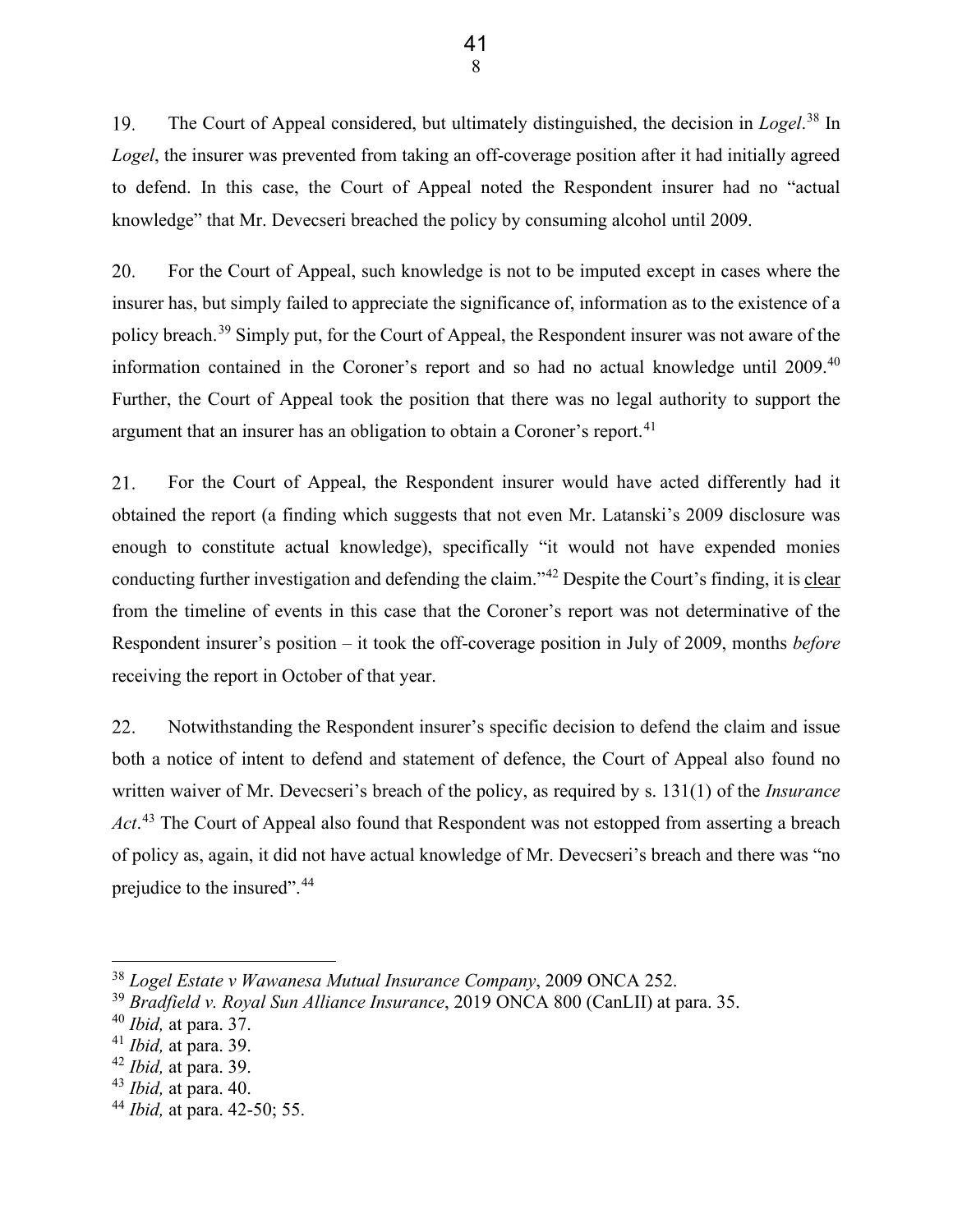19. The Court of Appeal considered, but ultimately distinguished, the decision in *Logel*.[38] In *Logel*, the insurer was prevented from taking an off-coverage position after it had initially agreed to defend. In this case, the Court of Appeal noted the Respondent insurer had no "actual knowledge" that Mr. Devecseri breached the policy by consuming alcohol until 2009.

20. For the Court of Appeal, such knowledge is not to be imputed except in cases where the insurer has, but simply failed to appreciate the significance of, information as to the existence of a policy breach.[39] Simply put, for the Court of Appeal, the Respondent insurer was not aware of the information contained in the Coroner's report and so had no actual knowledge until 2009.[40] Further, the Court of Appeal took the position that there was no legal authority to support the argument that an insurer has an obligation to obtain a Coroner's report.[41]

21. For the Court of Appeal, the Respondent insurer would have acted differently had it obtained the report (a finding which suggests that not even Mr. Latanski's 2009 disclosure was enough to constitute actual knowledge), specifically "it would not have expended monies conducting further investigation and defending the claim."[42] Despite the Court's finding, it is <u>clear</u> from the timeline of events in this case that the Coroner's report was not determinative of the Respondent insurer's position – it took the off-coverage position in July of 2009, months *before* receiving the report in October of that year.

22. Notwithstanding the Respondent insurer's specific decision to defend the claim and issue both a notice of intent to defend and statement of defence, the Court of Appeal also found no written waiver of Mr. Devecseri's breach of the policy, as required by s. 131(1) of the *Insurance Act*.[43] The Court of Appeal also found that Respondent was not estopped from asserting a breach of policy as, again, it did not have actual knowledge of Mr. Devecseri's breach and there was "no prejudice to the insured".[44]

---

[38] *Logel Estate v Wawanesa Mutual Insurance Company*, 2009 ONCA 252.
[39] *Bradfield v. Royal Sun Alliance Insurance*, 2019 ONCA 800 (CanLII) at para. 35.
[40] *Ibid,* at para. 37.
[41] *Ibid,* at para. 39.
[42] *Ibid,* at para. 39.
[43] *Ibid,* at para. 40.
[44] *Ibid,* at para. 42-50; 55.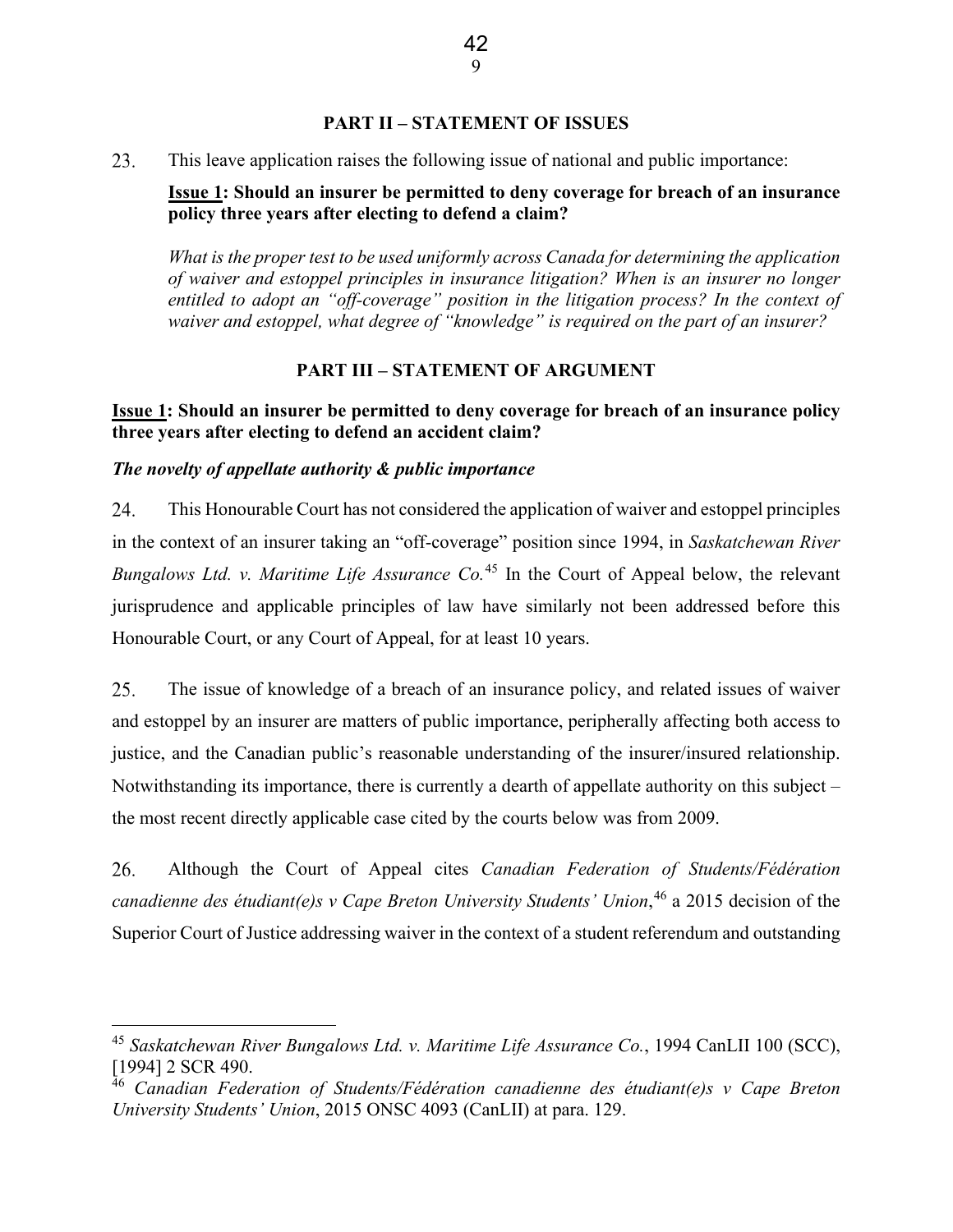## PART II – STATEMENT OF ISSUES

23. This leave application raises the following issue of national and public importance:

**<u>Issue 1</u>: Should an insurer be permitted to deny coverage for breach of an insurance policy three years after electing to defend a claim?**

*What is the proper test to be used uniformly across Canada for determining the application of waiver and estoppel principles in insurance litigation? When is an insurer no longer entitled to adopt an "off-coverage" position in the litigation process? In the context of waiver and estoppel, what degree of "knowledge" is required on the part of an insurer?*

## PART III – STATEMENT OF ARGUMENT

**<u>Issue 1</u>: Should an insurer be permitted to deny coverage for breach of an insurance policy three years after electing to defend an accident claim?**

***The novelty of appellate authority & public importance***

24. This Honourable Court has not considered the application of waiver and estoppel principles in the context of an insurer taking an "off-coverage" position since 1994, in *Saskatchewan River Bungalows Ltd. v. Maritime Life Assurance Co.*[45] In the Court of Appeal below, the relevant jurisprudence and applicable principles of law have similarly not been addressed before this Honourable Court, or any Court of Appeal, for at least 10 years.

25. The issue of knowledge of a breach of an insurance policy, and related issues of waiver and estoppel by an insurer are matters of public importance, peripherally affecting both access to justice, and the Canadian public's reasonable understanding of the insurer/insured relationship. Notwithstanding its importance, there is currently a dearth of appellate authority on this subject – the most recent directly applicable case cited by the courts below was from 2009.

26. Although the Court of Appeal cites *Canadian Federation of Students/Fédération canadienne des étudiant(e)s v Cape Breton University Students' Union*,[46] a 2015 decision of the Superior Court of Justice addressing waiver in the context of a student referendum and outstanding

---

[45] *Saskatchewan River Bungalows Ltd. v. Maritime Life Assurance Co.*, 1994 CanLII 100 (SCC), [1994] 2 SCR 490.

[46] *Canadian Federation of Students/Fédération canadienne des étudiant(e)s v Cape Breton University Students' Union*, 2015 ONSC 4093 (CanLII) at para. 129.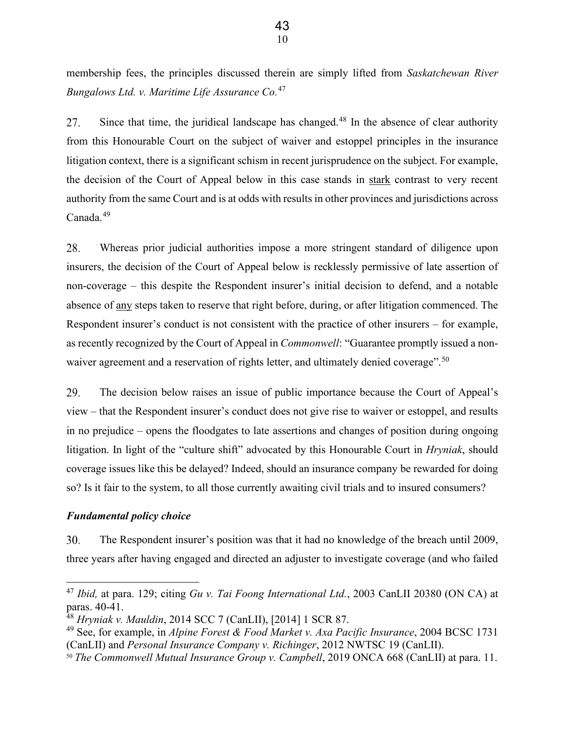membership fees, the principles discussed therein are simply lifted from *Saskatchewan River Bungalows Ltd. v. Maritime Life Assurance Co.*[47]

27. Since that time, the juridical landscape has changed.[48] In the absence of clear authority from this Honourable Court on the subject of waiver and estoppel principles in the insurance litigation context, there is a significant schism in recent jurisprudence on the subject. For example, the decision of the Court of Appeal below in this case stands in <u>stark</u> contrast to very recent authority from the same Court and is at odds with results in other provinces and jurisdictions across Canada.[49]

28. Whereas prior judicial authorities impose a more stringent standard of diligence upon insurers, the decision of the Court of Appeal below is recklessly permissive of late assertion of non-coverage – this despite the Respondent insurer's initial decision to defend, and a notable absence of <u>any</u> steps taken to reserve that right before, during, or after litigation commenced. The Respondent insurer's conduct is not consistent with the practice of other insurers – for example, as recently recognized by the Court of Appeal in *Commonwell*: "Guarantee promptly issued a non-waiver agreement and a reservation of rights letter, and ultimately denied coverage".[50]

29. The decision below raises an issue of public importance because the Court of Appeal's view – that the Respondent insurer's conduct does not give rise to waiver or estoppel, and results in no prejudice – opens the floodgates to late assertions and changes of position during ongoing litigation. In light of the "culture shift" advocated by this Honourable Court in *Hryniak*, should coverage issues like this be delayed? Indeed, should an insurance company be rewarded for doing so? Is it fair to the system, to all those currently awaiting civil trials and to insured consumers?

### *Fundamental policy choice*

30. The Respondent insurer's position was that it had no knowledge of the breach until 2009, three years after having engaged and directed an adjuster to investigate coverage (and who failed

---

[47] *Ibid,* at para. 129; citing *Gu v. Tai Foong International Ltd.*, 2003 CanLII 20380 (ON CA) at paras. 40-41.

[48] *Hryniak v. Mauldin*, 2014 SCC 7 (CanLII), [2014] 1 SCR 87.

[49] See, for example, in *Alpine Forest & Food Market v. Axa Pacific Insurance*, 2004 BCSC 1731 (CanLII) and *Personal Insurance Company v. Richinger*, 2012 NWTSC 19 (CanLII).

[50] *The Commonwell Mutual Insurance Group v. Campbell*, 2019 ONCA 668 (CanLII) at para. 11.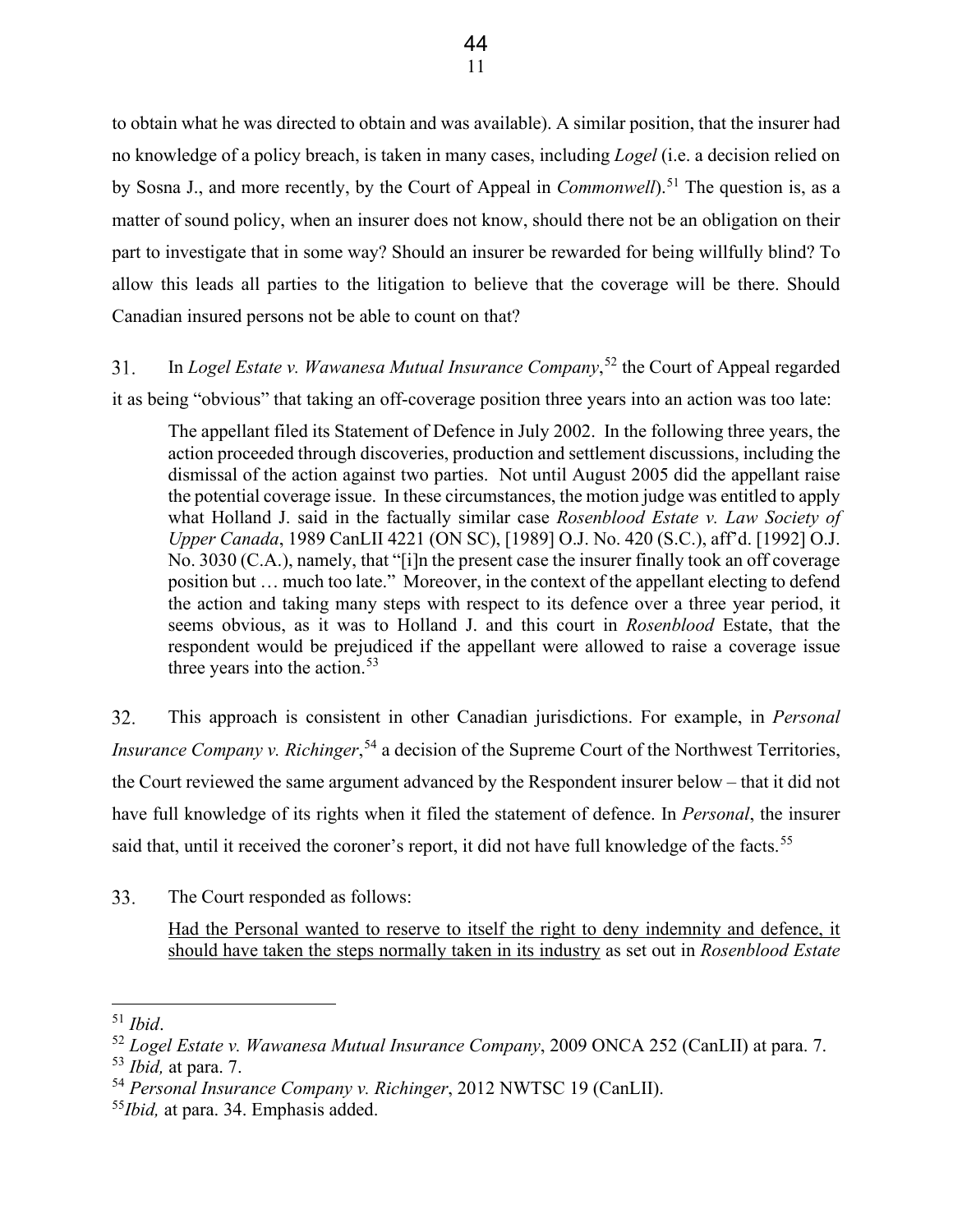to obtain what he was directed to obtain and was available). A similar position, that the insurer had no knowledge of a policy breach, is taken in many cases, including *Logel* (i.e. a decision relied on by Sosna J., and more recently, by the Court of Appeal in *Commonwell*).[51] The question is, as a matter of sound policy, when an insurer does not know, should there not be an obligation on their part to investigate that in some way? Should an insurer be rewarded for being willfully blind? To allow this leads all parties to the litigation to believe that the coverage will be there. Should Canadian insured persons not be able to count on that?

31. In *Logel Estate v. Wawanesa Mutual Insurance Company*,[52] the Court of Appeal regarded it as being "obvious" that taking an off-coverage position three years into an action was too late:

> The appellant filed its Statement of Defence in July 2002. In the following three years, the action proceeded through discoveries, production and settlement discussions, including the dismissal of the action against two parties. Not until August 2005 did the appellant raise the potential coverage issue. In these circumstances, the motion judge was entitled to apply what Holland J. said in the factually similar case *Rosenblood Estate v. Law Society of Upper Canada*, 1989 CanLII 4221 (ON SC), [1989] O.J. No. 420 (S.C.), aff'd. [1992] O.J. No. 3030 (C.A.), namely, that "[i]n the present case the insurer finally took an off coverage position but … much too late." Moreover, in the context of the appellant electing to defend the action and taking many steps with respect to its defence over a three year period, it seems obvious, as it was to Holland J. and this court in *Rosenblood* Estate, that the respondent would be prejudiced if the appellant were allowed to raise a coverage issue three years into the action.[53]

32. This approach is consistent in other Canadian jurisdictions. For example, in *Personal Insurance Company v. Richinger*,[54] a decision of the Supreme Court of the Northwest Territories, the Court reviewed the same argument advanced by the Respondent insurer below – that it did not have full knowledge of its rights when it filed the statement of defence. In *Personal*, the insurer said that, until it received the coroner's report, it did not have full knowledge of the facts.[55]

33. The Court responded as follows:

> <u>Had the Personal wanted to reserve to itself the right to deny indemnity and defence, it should have taken the steps normally taken in its industry</u> as set out in *Rosenblood Estate*

---

[51] *Ibid*.

[52] *Logel Estate v. Wawanesa Mutual Insurance Company*, 2009 ONCA 252 (CanLII) at para. 7.

[53] *Ibid,* at para. 7.

[54] *Personal Insurance Company v. Richinger*, 2012 NWTSC 19 (CanLII).

[55] *Ibid,* at para. 34. Emphasis added.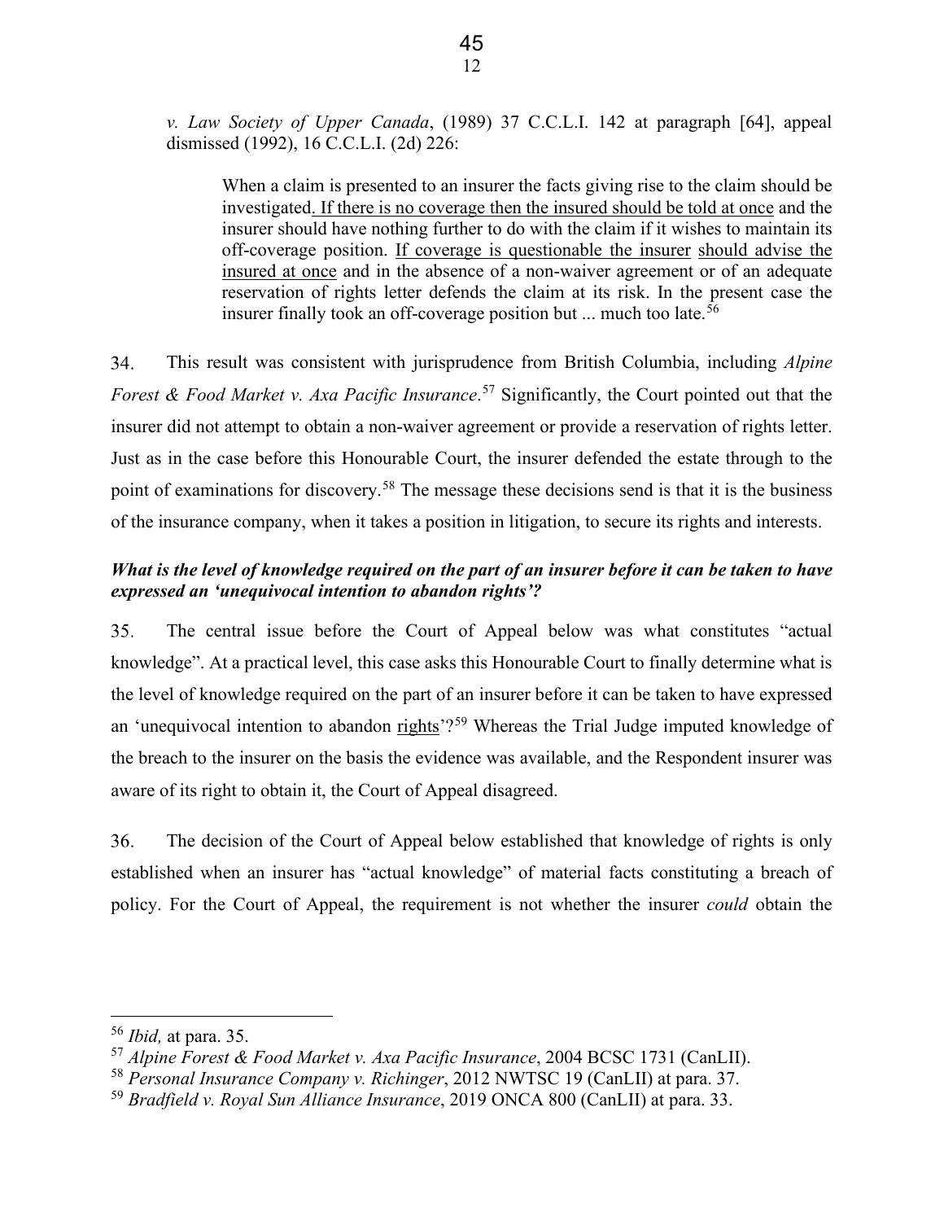*v. Law Society of Upper Canada*, (1989) 37 C.C.L.I. 142 at paragraph [64], appeal dismissed (1992), 16 C.C.L.I. (2d) 226:

> When a claim is presented to an insurer the facts giving rise to the claim should be investigated. If there is no coverage then the insured should be told at once and the insurer should have nothing further to do with the claim if it wishes to maintain its off-coverage position. If coverage is questionable the insurer should advise the insured at once and in the absence of a non-waiver agreement or of an adequate reservation of rights letter defends the claim at its risk. In the present case the insurer finally took an off-coverage position but ... much too late.[56]

34. This result was consistent with jurisprudence from British Columbia, including *Alpine Forest & Food Market v. Axa Pacific Insurance*.[57] Significantly, the Court pointed out that the insurer did not attempt to obtain a non-waiver agreement or provide a reservation of rights letter. Just as in the case before this Honourable Court, the insurer defended the estate through to the point of examinations for discovery.[58] The message these decisions send is that it is the business of the insurance company, when it takes a position in litigation, to secure its rights and interests.

***What is the level of knowledge required on the part of an insurer before it can be taken to have expressed an 'unequivocal intention to abandon rights'?***

35. The central issue before the Court of Appeal below was what constitutes "actual knowledge". At a practical level, this case asks this Honourable Court to finally determine what is the level of knowledge required on the part of an insurer before it can be taken to have expressed an 'unequivocal intention to abandon rights'?[59] Whereas the Trial Judge imputed knowledge of the breach to the insurer on the basis the evidence was available, and the Respondent insurer was aware of its right to obtain it, the Court of Appeal disagreed.

36. The decision of the Court of Appeal below established that knowledge of rights is only established when an insurer has "actual knowledge" of material facts constituting a breach of policy. For the Court of Appeal, the requirement is not whether the insurer *could* obtain the

---

[56] *Ibid,* at para. 35.

[57] *Alpine Forest & Food Market v. Axa Pacific Insurance*, 2004 BCSC 1731 (CanLII).

[58] *Personal Insurance Company v. Richinger*, 2012 NWTSC 19 (CanLII) at para. 37.

[59] *Bradfield v. Royal Sun Alliance Insurance*, 2019 ONCA 800 (CanLII) at para. 33.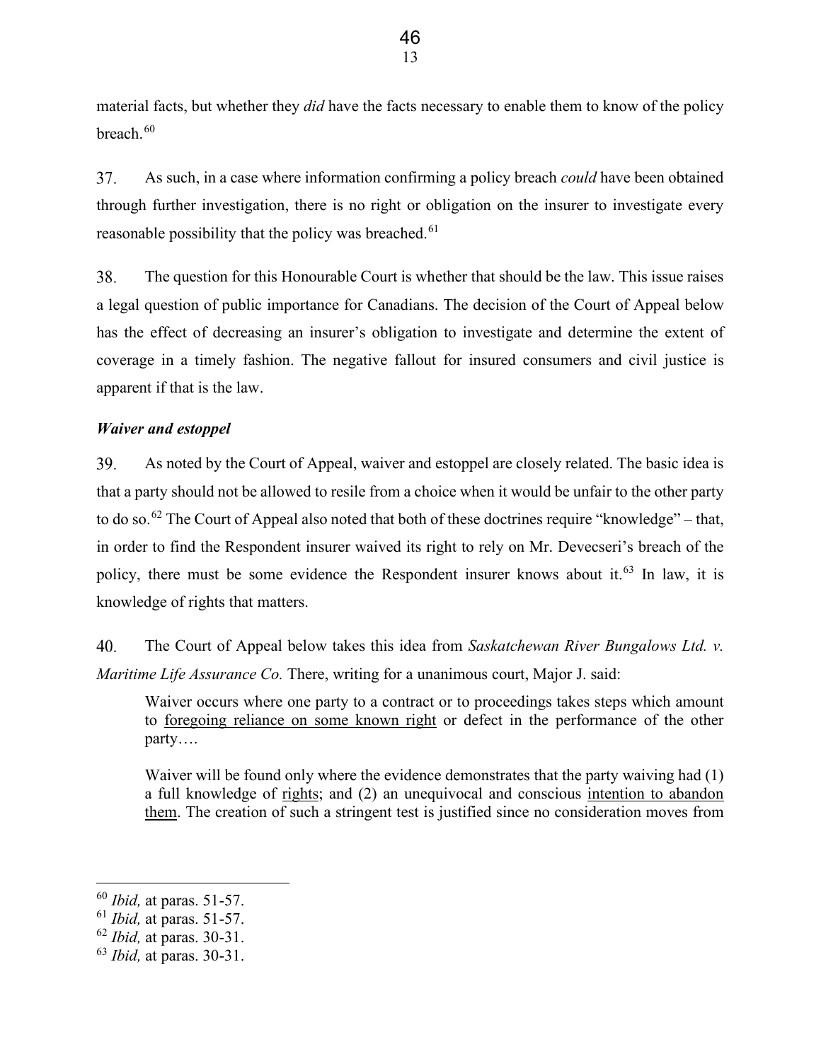material facts, but whether they *did* have the facts necessary to enable them to know of the policy breach.[60]

37. As such, in a case where information confirming a policy breach *could* have been obtained through further investigation, there is no right or obligation on the insurer to investigate every reasonable possibility that the policy was breached.[61]

38. The question for this Honourable Court is whether that should be the law. This issue raises a legal question of public importance for Canadians. The decision of the Court of Appeal below has the effect of decreasing an insurer's obligation to investigate and determine the extent of coverage in a timely fashion. The negative fallout for insured consumers and civil justice is apparent if that is the law.

***Waiver and estoppel***

39. As noted by the Court of Appeal, waiver and estoppel are closely related. The basic idea is that a party should not be allowed to resile from a choice when it would be unfair to the other party to do so.[62] The Court of Appeal also noted that both of these doctrines require "knowledge" – that, in order to find the Respondent insurer waived its right to rely on Mr. Devecseri's breach of the policy, there must be some evidence the Respondent insurer knows about it.[63] In law, it is knowledge of rights that matters.

40. The Court of Appeal below takes this idea from *Saskatchewan River Bungalows Ltd. v. Maritime Life Assurance Co.* There, writing for a unanimous court, Major J. said:

> Waiver occurs where one party to a contract or to proceedings takes steps which amount to <u>foregoing reliance on some known right</u> or defect in the performance of the other party….
>
> Waiver will be found only where the evidence demonstrates that the party waiving had (1) a full knowledge of <u>rights</u>; and (2) an unequivocal and conscious <u>intention to abandon them</u>. The creation of such a stringent test is justified since no consideration moves from

---

[60] *Ibid,* at paras. 51-57.
[61] *Ibid,* at paras. 51-57.
[62] *Ibid,* at paras. 30-31.
[63] *Ibid,* at paras. 30-31.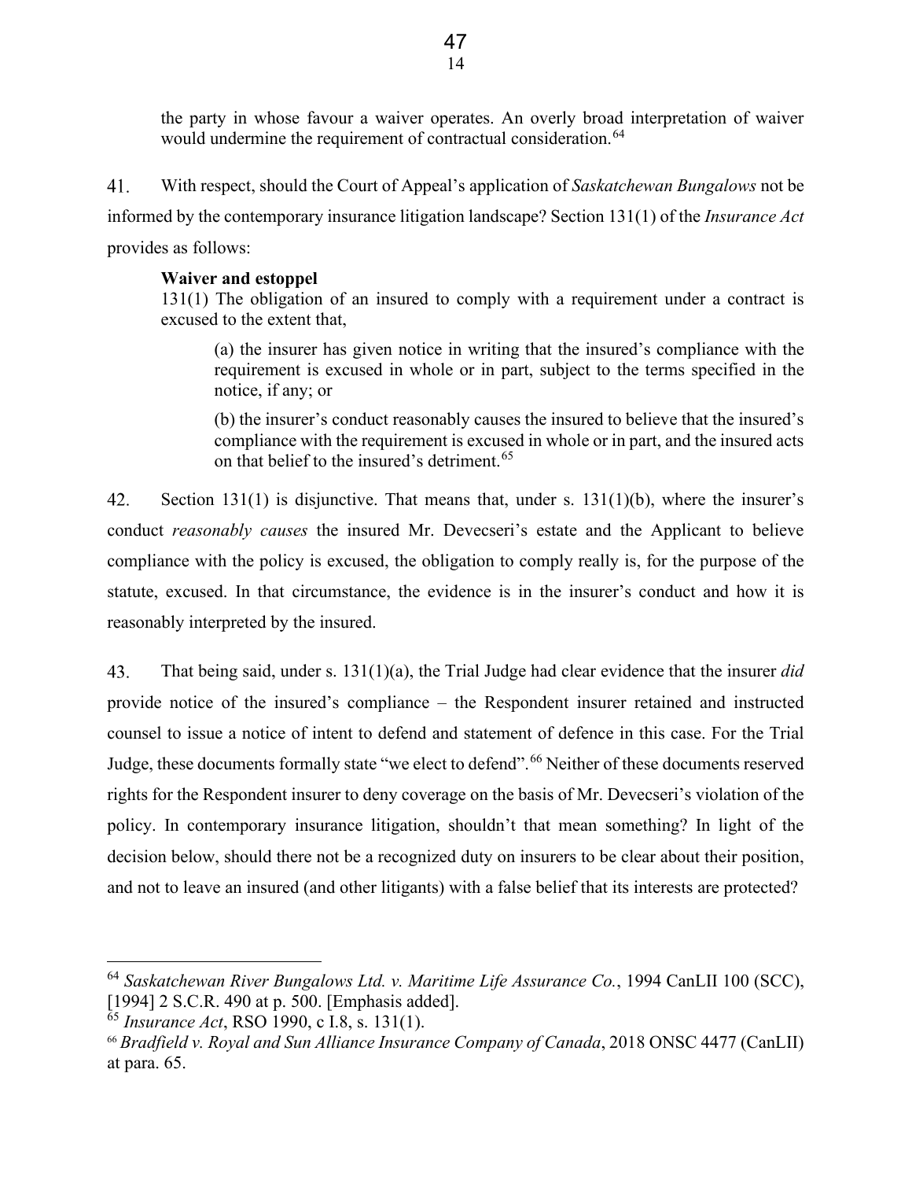the party in whose favour a waiver operates. An overly broad interpretation of waiver would undermine the requirement of contractual consideration.[64]

41. With respect, should the Court of Appeal's application of *Saskatchewan Bungalows* not be informed by the contemporary insurance litigation landscape? Section 131(1) of the *Insurance Act* provides as follows:

> **Waiver and estoppel**
> 131(1) The obligation of an insured to comply with a requirement under a contract is excused to the extent that,
>
> (a) the insurer has given notice in writing that the insured's compliance with the requirement is excused in whole or in part, subject to the terms specified in the notice, if any; or
>
> (b) the insurer's conduct reasonably causes the insured to believe that the insured's compliance with the requirement is excused in whole or in part, and the insured acts on that belief to the insured's detriment.[65]

42. Section 131(1) is disjunctive. That means that, under s. 131(1)(b), where the insurer's conduct *reasonably causes* the insured Mr. Devecseri's estate and the Applicant to believe compliance with the policy is excused, the obligation to comply really is, for the purpose of the statute, excused. In that circumstance, the evidence is in the insurer's conduct and how it is reasonably interpreted by the insured.

43. That being said, under s. 131(1)(a), the Trial Judge had clear evidence that the insurer *did* provide notice of the insured's compliance – the Respondent insurer retained and instructed counsel to issue a notice of intent to defend and statement of defence in this case. For the Trial Judge, these documents formally state "we elect to defend".[66] Neither of these documents reserved rights for the Respondent insurer to deny coverage on the basis of Mr. Devecseri's violation of the policy. In contemporary insurance litigation, shouldn't that mean something? In light of the decision below, should there not be a recognized duty on insurers to be clear about their position, and not to leave an insured (and other litigants) with a false belief that its interests are protected?

---

[64] *Saskatchewan River Bungalows Ltd. v. Maritime Life Assurance Co.*, 1994 CanLII 100 (SCC), [1994] 2 S.C.R. 490 at p. 500. [Emphasis added].

[65] *Insurance Act*, RSO 1990, c I.8, s. 131(1).

[66] *Bradfield v. Royal and Sun Alliance Insurance Company of Canada*, 2018 ONSC 4477 (CanLII) at para. 65.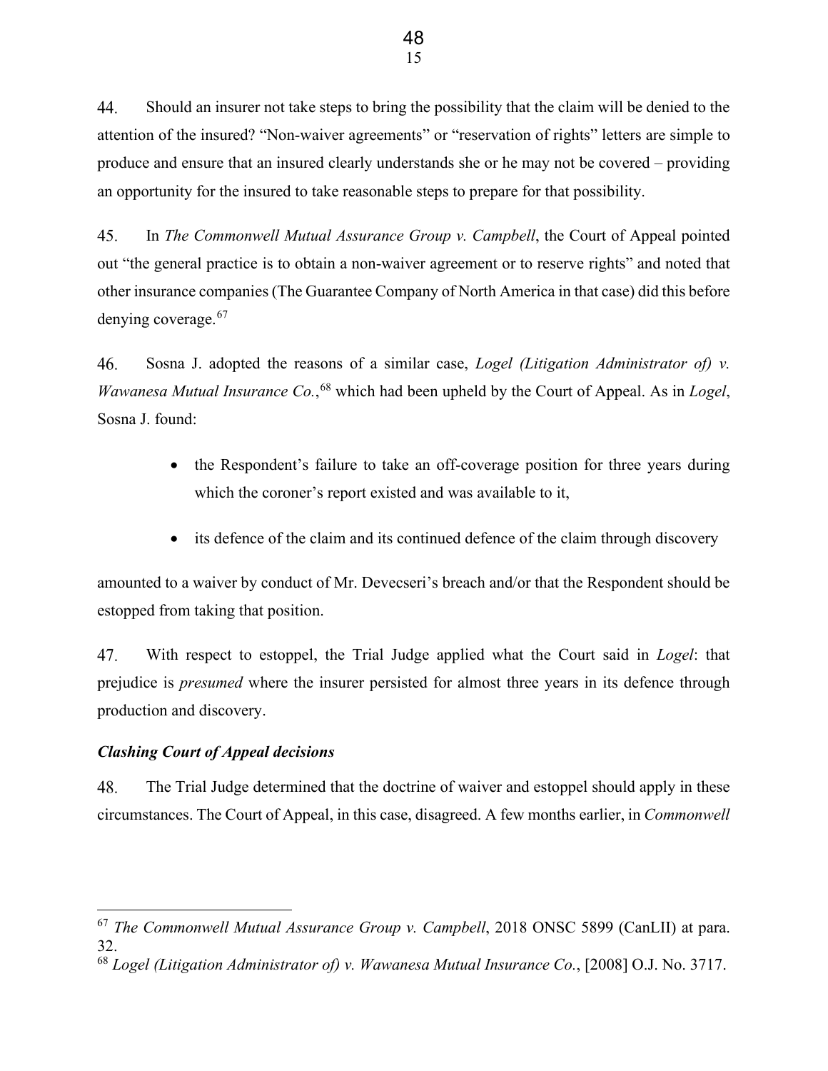44. Should an insurer not take steps to bring the possibility that the claim will be denied to the attention of the insured? "Non-waiver agreements" or "reservation of rights" letters are simple to produce and ensure that an insured clearly understands she or he may not be covered – providing an opportunity for the insured to take reasonable steps to prepare for that possibility.

45. In *The Commonwell Mutual Assurance Group v. Campbell*, the Court of Appeal pointed out "the general practice is to obtain a non-waiver agreement or to reserve rights" and noted that other insurance companies (The Guarantee Company of North America in that case) did this before denying coverage.[67]

46. Sosna J. adopted the reasons of a similar case, *Logel (Litigation Administrator of) v. Wawanesa Mutual Insurance Co.*,[68] which had been upheld by the Court of Appeal. As in *Logel*, Sosna J. found:

- the Respondent's failure to take an off-coverage position for three years during which the coroner's report existed and was available to it,
- its defence of the claim and its continued defence of the claim through discovery

amounted to a waiver by conduct of Mr. Devecseri's breach and/or that the Respondent should be estopped from taking that position.

47. With respect to estoppel, the Trial Judge applied what the Court said in *Logel*: that prejudice is *presumed* where the insurer persisted for almost three years in its defence through production and discovery.

### *Clashing Court of Appeal decisions*

48. The Trial Judge determined that the doctrine of waiver and estoppel should apply in these circumstances. The Court of Appeal, in this case, disagreed. A few months earlier, in *Commonwell*

---

[67] *The Commonwell Mutual Assurance Group v. Campbell*, 2018 ONSC 5899 (CanLII) at para. 32.

[68] *Logel (Litigation Administrator of) v. Wawanesa Mutual Insurance Co.*, [2008] O.J. No. 3717.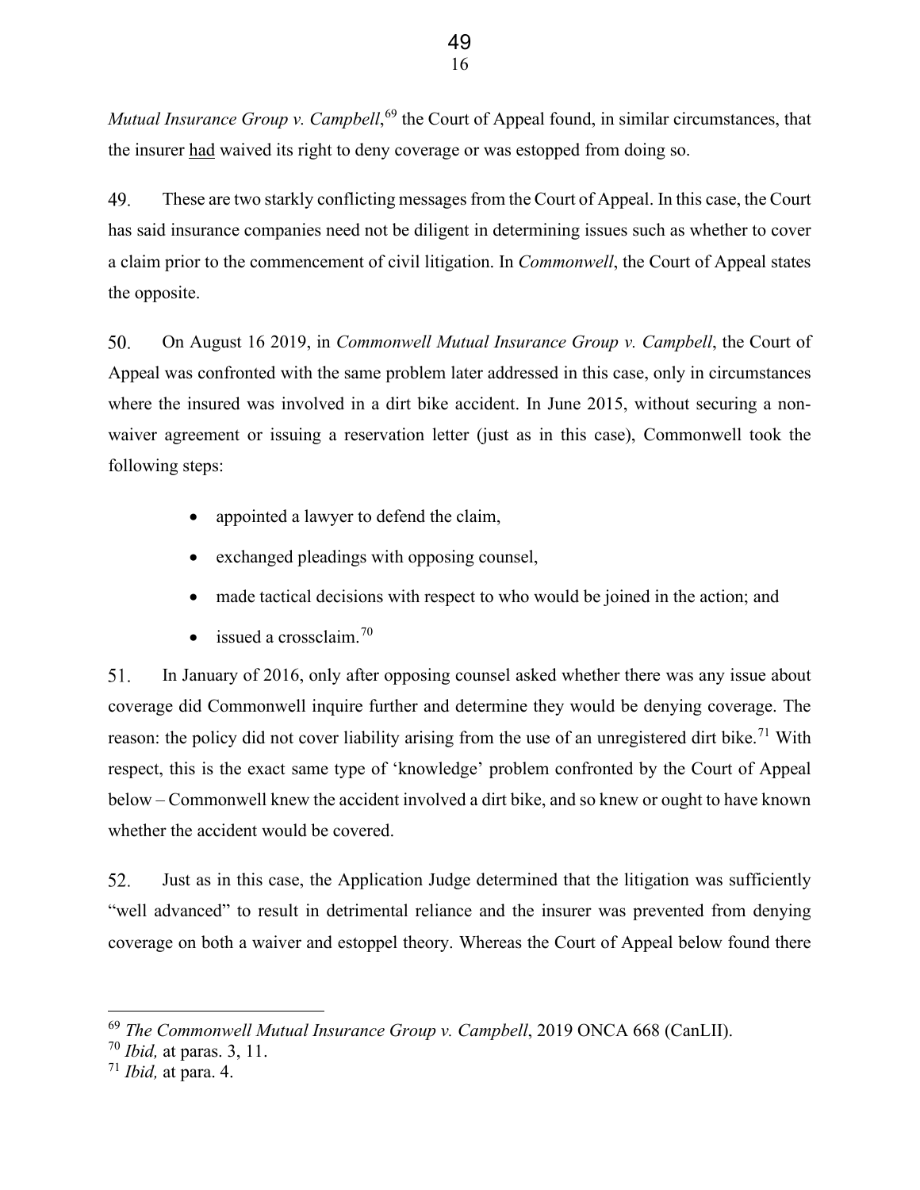*Mutual Insurance Group v. Campbell*,[69] the Court of Appeal found, in similar circumstances, that the insurer <u>had</u> waived its right to deny coverage or was estopped from doing so.

49. These are two starkly conflicting messages from the Court of Appeal. In this case, the Court has said insurance companies need not be diligent in determining issues such as whether to cover a claim prior to the commencement of civil litigation. In *Commonwell*, the Court of Appeal states the opposite.

50. On August 16 2019, in *Commonwell Mutual Insurance Group v. Campbell*, the Court of Appeal was confronted with the same problem later addressed in this case, only in circumstances where the insured was involved in a dirt bike accident. In June 2015, without securing a non-waiver agreement or issuing a reservation letter (just as in this case), Commonwell took the following steps:

- appointed a lawyer to defend the claim,
- exchanged pleadings with opposing counsel,
- made tactical decisions with respect to who would be joined in the action; and
- issued a crossclaim.[70]

51. In January of 2016, only after opposing counsel asked whether there was any issue about coverage did Commonwell inquire further and determine they would be denying coverage. The reason: the policy did not cover liability arising from the use of an unregistered dirt bike.[71] With respect, this is the exact same type of 'knowledge' problem confronted by the Court of Appeal below – Commonwell knew the accident involved a dirt bike, and so knew or ought to have known whether the accident would be covered.

52. Just as in this case, the Application Judge determined that the litigation was sufficiently "well advanced" to result in detrimental reliance and the insurer was prevented from denying coverage on both a waiver and estoppel theory. Whereas the Court of Appeal below found there

---

[69] *The Commonwell Mutual Insurance Group v. Campbell*, 2019 ONCA 668 (CanLII).

[70] *Ibid,* at paras. 3, 11.

[71] *Ibid,* at para. 4.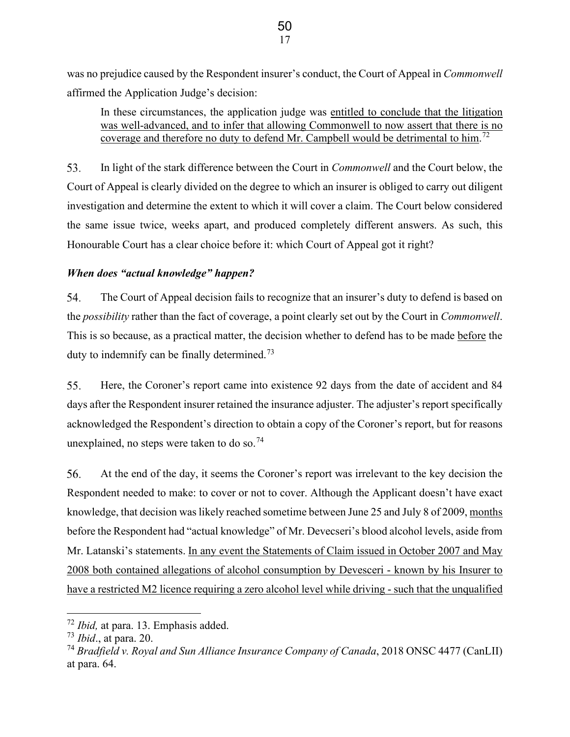was no prejudice caused by the Respondent insurer's conduct, the Court of Appeal in *Commonwell* affirmed the Application Judge's decision:

> In these circumstances, the application judge was <u>entitled to conclude that the litigation was well-advanced, and to infer that allowing Commonwell to now assert that there is no coverage and therefore no duty to defend Mr. Campbell would be detrimental to him</u>.[72]

53. In light of the stark difference between the Court in *Commonwell* and the Court below, the Court of Appeal is clearly divided on the degree to which an insurer is obliged to carry out diligent investigation and determine the extent to which it will cover a claim. The Court below considered the same issue twice, weeks apart, and produced completely different answers. As such, this Honourable Court has a clear choice before it: which Court of Appeal got it right?

***When does "actual knowledge" happen?***

54. The Court of Appeal decision fails to recognize that an insurer's duty to defend is based on the *possibility* rather than the fact of coverage, a point clearly set out by the Court in *Commonwell*. This is so because, as a practical matter, the decision whether to defend has to be made <u>before</u> the duty to indemnify can be finally determined.[73]

55. Here, the Coroner's report came into existence 92 days from the date of accident and 84 days after the Respondent insurer retained the insurance adjuster. The adjuster's report specifically acknowledged the Respondent's direction to obtain a copy of the Coroner's report, but for reasons unexplained, no steps were taken to do so.[74]

56. At the end of the day, it seems the Coroner's report was irrelevant to the key decision the Respondent needed to make: to cover or not to cover. Although the Applicant doesn't have exact knowledge, that decision was likely reached sometime between June 25 and July 8 of 2009, <u>months</u> before the Respondent had "actual knowledge" of Mr. Devecseri's blood alcohol levels, aside from Mr. Latanski's statements. <u>In any event the Statements of Claim issued in October 2007 and May 2008 both contained allegations of alcohol consumption by Devesceri - known by his Insurer to have a restricted M2 licence requiring a zero alcohol level while driving - such that the unqualified</u>

---

[72] *Ibid,* at para. 13. Emphasis added.

[73] *Ibid*., at para. 20.

[74] *Bradfield v. Royal and Sun Alliance Insurance Company of Canada*, 2018 ONSC 4477 (CanLII) at para. 64.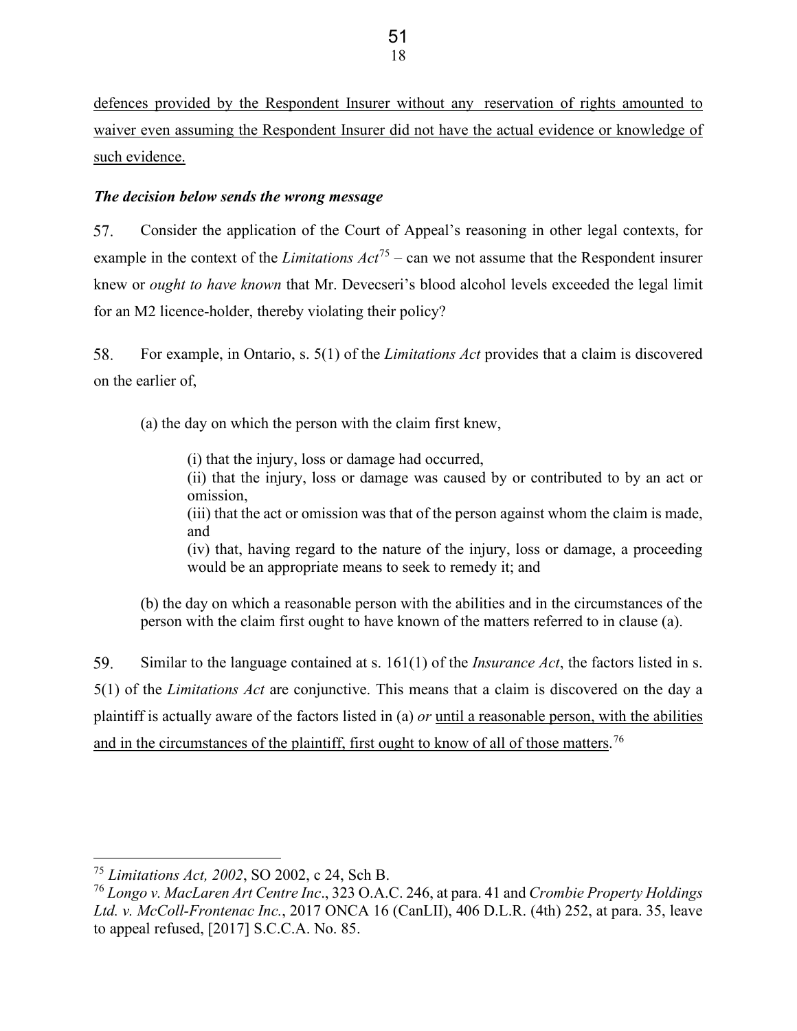<u>defences provided by the Respondent Insurer without any reservation of rights amounted to waiver even assuming the Respondent Insurer did not have the actual evidence or knowledge of such evidence.</u>

***The decision below sends the wrong message***

57. Consider the application of the Court of Appeal's reasoning in other legal contexts, for example in the context of the *Limitations Act*[75] – can we not assume that the Respondent insurer knew or *ought to have known* that Mr. Devecseri's blood alcohol levels exceeded the legal limit for an M2 licence-holder, thereby violating their policy?

58. For example, in Ontario, s. 5(1) of the *Limitations Act* provides that a claim is discovered on the earlier of,

> (a) the day on which the person with the claim first knew,
>
> > (i) that the injury, loss or damage had occurred,
> > (ii) that the injury, loss or damage was caused by or contributed to by an act or omission,
> > (iii) that the act or omission was that of the person against whom the claim is made, and
> > (iv) that, having regard to the nature of the injury, loss or damage, a proceeding would be an appropriate means to seek to remedy it; and
>
> (b) the day on which a reasonable person with the abilities and in the circumstances of the person with the claim first ought to have known of the matters referred to in clause (a).

59. Similar to the language contained at s. 161(1) of the *Insurance Act*, the factors listed in s. 5(1) of the *Limitations Act* are conjunctive. This means that a claim is discovered on the day a plaintiff is actually aware of the factors listed in (a) *or* <u>until a reasonable person, with the abilities and in the circumstances of the plaintiff, first ought to know of all of those matters</u>.[76]

---

[75] *Limitations Act, 2002*, SO 2002, c 24, Sch B.

[76] *Longo v. MacLaren Art Centre Inc*., 323 O.A.C. 246, at para. 41 and *Crombie Property Holdings Ltd. v. McColl-Frontenac Inc.*, 2017 ONCA 16 (CanLII), 406 D.L.R. (4th) 252, at para. 35, leave to appeal refused, [2017] S.C.C.A. No. 85.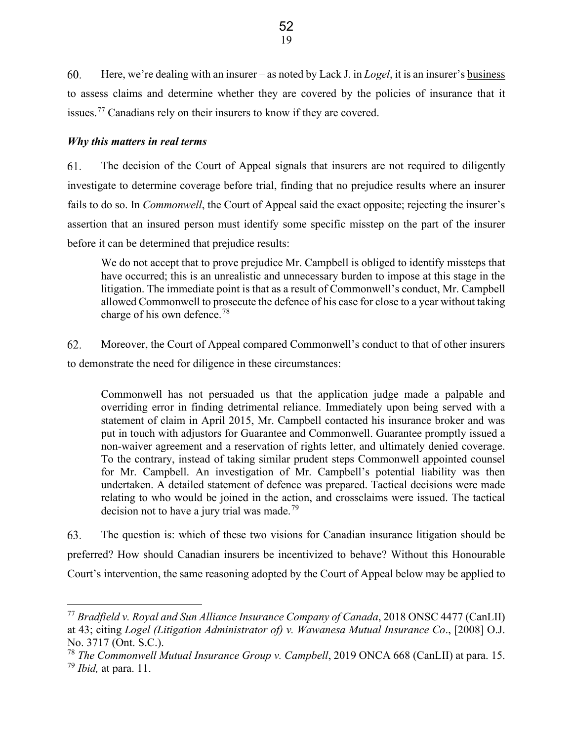60. Here, we're dealing with an insurer – as noted by Lack J. in *Logel*, it is an insurer's <u>business</u> to assess claims and determine whether they are covered by the policies of insurance that it issues.[77] Canadians rely on their insurers to know if they are covered.

***Why this matters in real terms***

61. The decision of the Court of Appeal signals that insurers are not required to diligently investigate to determine coverage before trial, finding that no prejudice results where an insurer fails to do so. In *Commonwell*, the Court of Appeal said the exact opposite; rejecting the insurer's assertion that an insured person must identify some specific misstep on the part of the insurer before it can be determined that prejudice results:

> We do not accept that to prove prejudice Mr. Campbell is obliged to identify missteps that have occurred; this is an unrealistic and unnecessary burden to impose at this stage in the litigation. The immediate point is that as a result of Commonwell's conduct, Mr. Campbell allowed Commonwell to prosecute the defence of his case for close to a year without taking charge of his own defence.[78]

62. Moreover, the Court of Appeal compared Commonwell's conduct to that of other insurers to demonstrate the need for diligence in these circumstances:

> Commonwell has not persuaded us that the application judge made a palpable and overriding error in finding detrimental reliance. Immediately upon being served with a statement of claim in April 2015, Mr. Campbell contacted his insurance broker and was put in touch with adjustors for Guarantee and Commonwell. Guarantee promptly issued a non-waiver agreement and a reservation of rights letter, and ultimately denied coverage. To the contrary, instead of taking similar prudent steps Commonwell appointed counsel for Mr. Campbell. An investigation of Mr. Campbell's potential liability was then undertaken. A detailed statement of defence was prepared. Tactical decisions were made relating to who would be joined in the action, and crossclaims were issued. The tactical decision not to have a jury trial was made.[79]

63. The question is: which of these two visions for Canadian insurance litigation should be preferred? How should Canadian insurers be incentivized to behave? Without this Honourable Court's intervention, the same reasoning adopted by the Court of Appeal below may be applied to

---

[77] *Bradfield v. Royal and Sun Alliance Insurance Company of Canada*, 2018 ONSC 4477 (CanLII) at 43; citing *Logel (Litigation Administrator of) v. Wawanesa Mutual Insurance Co*., [2008] O.J. No. 3717 (Ont. S.C.).

[78] *The Commonwell Mutual Insurance Group v. Campbell*, 2019 ONCA 668 (CanLII) at para. 15.

[79] *Ibid,* at para. 11.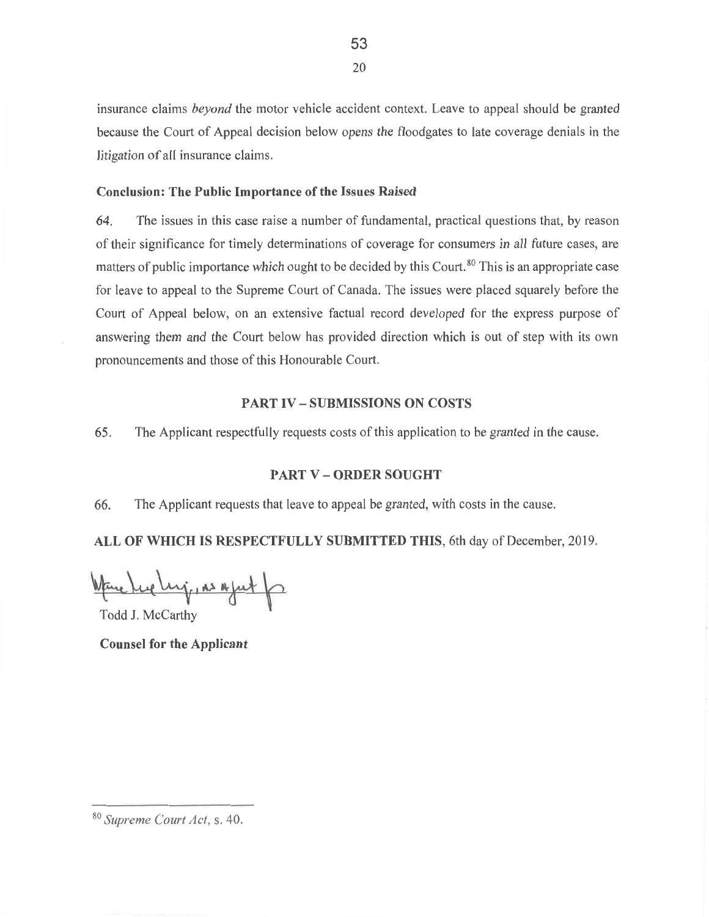insurance claims *beyond* the motor vehicle accident context. Leave to appeal should be granted because the Court of Appeal decision below opens the floodgates to late coverage denials in the litigation of all insurance claims.

**Conclusion: The Public Importance of the Issues Raised**

64. The issues in this case raise a number of fundamental, practical questions that, by reason of their significance for timely determinations of coverage for consumers in all future cases, are matters of public importance which ought to be decided by this Court.[80] This is an appropriate case for leave to appeal to the Supreme Court of Canada. The issues were placed squarely before the Court of Appeal below, on an extensive factual record developed for the express purpose of answering them and the Court below has provided direction which is out of step with its own pronouncements and those of this Honourable Court.

## PART IV – SUBMISSIONS ON COSTS

65. The Applicant respectfully requests costs of this application to be granted in the cause.

## PART V – ORDER SOUGHT

66. The Applicant requests that leave to appeal be granted, with costs in the cause.

**ALL OF WHICH IS RESPECTFULLY SUBMITTED THIS**, 6th day of December, 2019.

Todd J. McCarthy

**Counsel for the Applicant**

---

[80] *Supreme Court Act*, s. 40.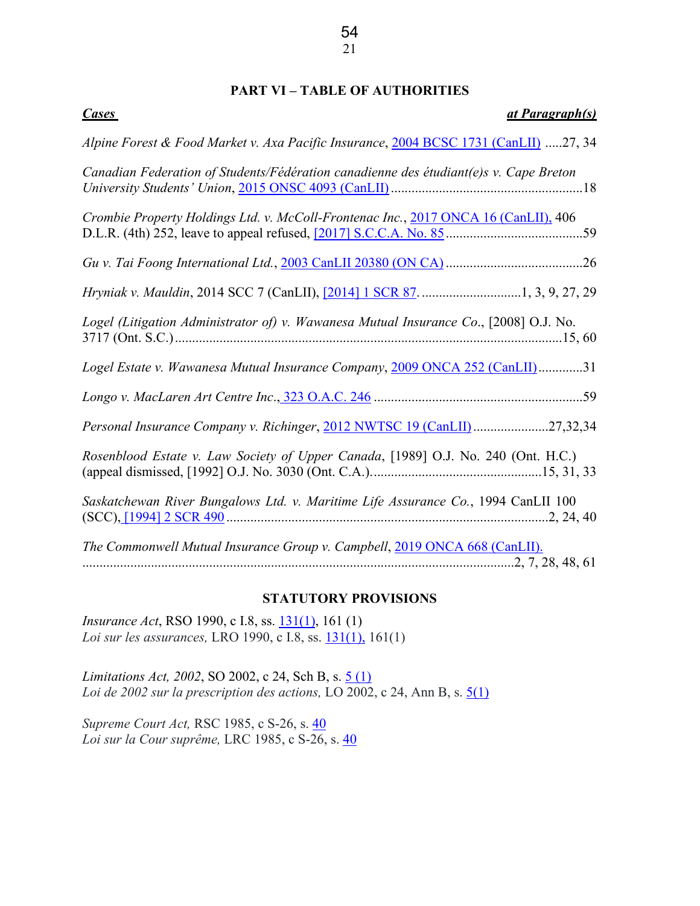## PART VI – TABLE OF AUTHORITIES

***Cases*** ***at Paragraph(s)***

*Alpine Forest & Food Market v. Axa Pacific Insurance*, 2004 BCSC 1731 (CanLII) .....27, 34

*Canadian Federation of Students/Fédération canadienne des étudiant(e)s v. Cape Breton University Students' Union*, 2015 ONSC 4093 (CanLII) ........................................................18

*Crombie Property Holdings Ltd. v. McColl-Frontenac Inc.*, 2017 ONCA 16 (CanLII), 406 D.L.R. (4th) 252, leave to appeal refused, [2017] S.C.C.A. No. 85........................................59

*Gu v. Tai Foong International Ltd.*, 2003 CanLII 20380 (ON CA) ........................................26

*Hryniak v. Mauldin*, 2014 SCC 7 (CanLII), [2014] 1 SCR 87. .............................1, 3, 9, 27, 29

*Logel (Litigation Administrator of) v. Wawanesa Mutual Insurance Co*., [2008] O.J. No. 3717 (Ont. S.C.) .................................................................................................................15, 60

*Logel Estate v. Wawanesa Mutual Insurance Company*, 2009 ONCA 252 (CanLII).............31

*Longo v. MacLaren Art Centre Inc*., 323 O.A.C. 246 .............................................................59

*Personal Insurance Company v. Richinger*, 2012 NWTSC 19 (CanLII) ......................27,32,34

*Rosenblood Estate v. Law Society of Upper Canada*, [1989] O.J. No. 240 (Ont. H.C.) (appeal dismissed, [1992] O.J. No. 3030 (Ont. C.A.)..................................................15, 31, 33

*Saskatchewan River Bungalows Ltd. v. Maritime Life Assurance Co.*, 1994 CanLII 100 (SCC), [1994] 2 SCR 490 ..............................................................................................2, 24, 40

*The Commonwell Mutual Insurance Group v. Campbell*, 2019 ONCA 668 (CanLII). ..............................................................................................................................2, 7, 28, 48, 61

## STATUTORY PROVISIONS

*Insurance Act*, RSO 1990, c I.8, ss. 131(1), 161 (1)
*Loi sur les assurances,* LRO 1990, c I.8, ss. 131(1), 161(1)

*Limitations Act, 2002*, SO 2002, c 24, Sch B, s. 5 (1)
*Loi de 2002 sur la prescription des actions,* LO 2002, c 24, Ann B, s. 5(1)

*Supreme Court Act,* RSC 1985, c S-26, s. 40
*Loi sur la Cour suprême,* LRC 1985, c S-26, s. 40